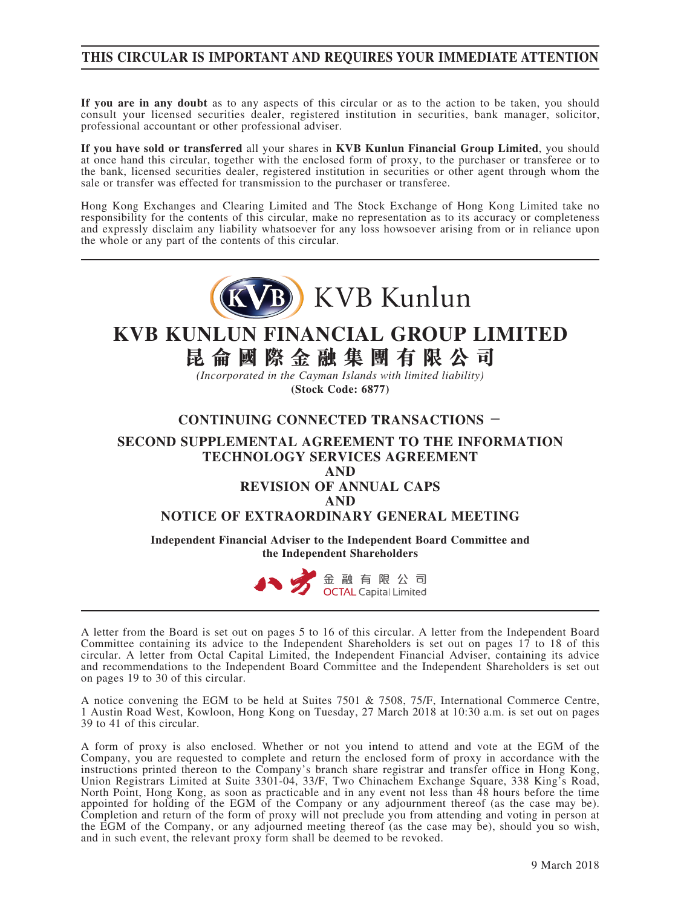**THIS CIRCULAR IS IMPORTANT AND REQUIRES YOUR IMMEDIATE ATTENTION**

**If you are in any doubt** as to any aspects of this circular or as to the action to be taken, you should consult your licensed securities dealer, registered institution in securities, bank manager, solicitor, professional accountant or other professional adviser.

**If you have sold or transferred** all your shares in **KVB Kunlun Financial Group Limited**, you should at once hand this circular, together with the enclosed form of proxy, to the purchaser or transferee or to the bank, licensed securities dealer, registered institution in securities or other agent through whom the sale or transfer was effected for transmission to the purchaser or transferee.

Hong Kong Exchanges and Clearing Limited and The Stock Exchange of Hong Kong Limited take no responsibility for the contents of this circular, make no representation as to its accuracy or completeness and expressly disclaim any liability whatsoever for any loss howsoever arising from or in reliance upon the whole or any part of the contents of this circular.

KVB Kunlun

# KVB KUNLUN FINANCIAL GROUP LIMITED
# 昆侖國際金融集團有限公司

*(Incorporated in the Cayman Islands with limited liability)*

**(Stock Code: 6877)**

## CONTINUING CONNECTED TRANSACTIONS – SECOND SUPPLEMENTAL AGREEMENT TO THE INFORMATION TECHNOLOGY SERVICES AGREEMENT AND REVISION OF ANNUAL CAPS AND NOTICE OF EXTRAORDINARY GENERAL MEETING

**Independent Financial Adviser to the Independent Board Committee and the Independent Shareholders**

八方金融有限公司
OCTAL Capital Limited

A letter from the Board is set out on pages 5 to 16 of this circular. A letter from the Independent Board Committee containing its advice to the Independent Shareholders is set out on pages 17 to 18 of this circular. A letter from Octal Capital Limited, the Independent Financial Adviser, containing its advice and recommendations to the Independent Board Committee and the Independent Shareholders is set out on pages 19 to 30 of this circular.

A notice convening the EGM to be held at Suites 7501 & 7508, 75/F, International Commerce Centre, 1 Austin Road West, Kowloon, Hong Kong on Tuesday, 27 March 2018 at 10:30 a.m. is set out on pages 39 to 41 of this circular.

A form of proxy is also enclosed. Whether or not you intend to attend and vote at the EGM of the Company, you are requested to complete and return the enclosed form of proxy in accordance with the instructions printed thereon to the Company's branch share registrar and transfer office in Hong Kong, Union Registrars Limited at Suite 3301-04, 33/F, Two Chinachem Exchange Square, 338 King's Road, North Point, Hong Kong, as soon as practicable and in any event not less than 48 hours before the time appointed for holding of the EGM of the Company or any adjournment thereof (as the case may be). Completion and return of the form of proxy will not preclude you from attending and voting in person at the EGM of the Company, or any adjourned meeting thereof (as the case may be), should you so wish, and in such event, the relevant proxy form shall be deemed to be revoked.

9 March 2018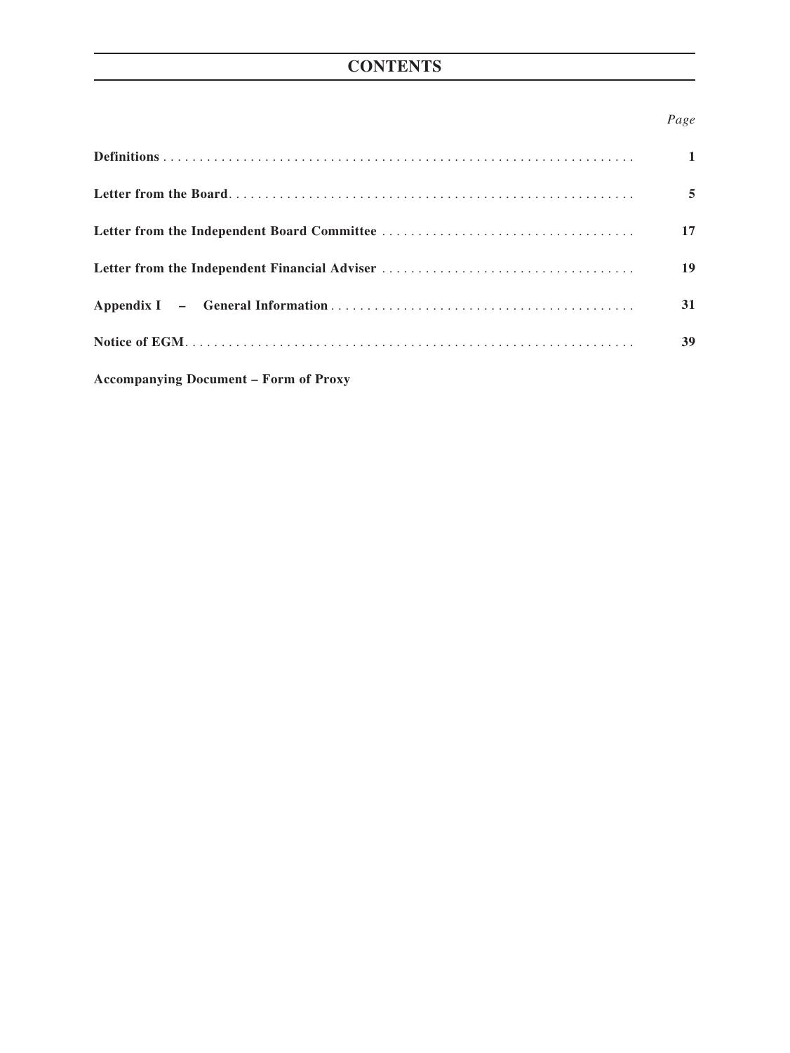# CONTENTS

| | *Page* |
|---|---|
| **Definitions** | **1** |
| **Letter from the Board** | **5** |
| **Letter from the Independent Board Committee** | **17** |
| **Letter from the Independent Financial Adviser** | **19** |
| **Appendix I – General Information** | **31** |
| **Notice of EGM** | **39** |

**Accompanying Document – Form of Proxy**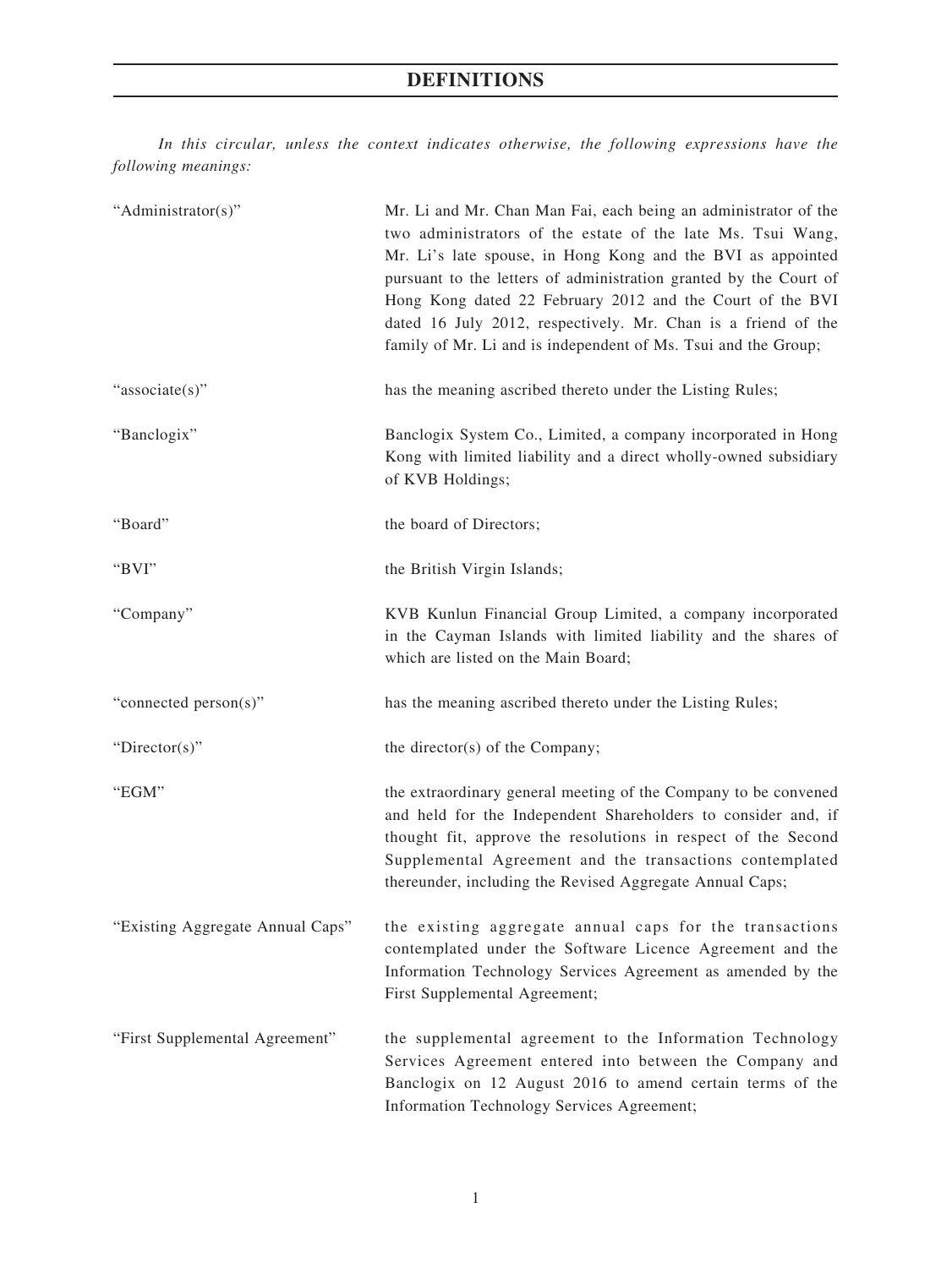# DEFINITIONS

*In this circular, unless the context indicates otherwise, the following expressions have the following meanings:*

| | |
|---|---|
| "Administrator(s)" | Mr. Li and Mr. Chan Man Fai, each being an administrator of the two administrators of the estate of the late Ms. Tsui Wang, Mr. Li's late spouse, in Hong Kong and the BVI as appointed pursuant to the letters of administration granted by the Court of Hong Kong dated 22 February 2012 and the Court of the BVI dated 16 July 2012, respectively. Mr. Chan is a friend of the family of Mr. Li and is independent of Ms. Tsui and the Group; |
| "associate(s)" | has the meaning ascribed thereto under the Listing Rules; |
| "Banclogix" | Banclogix System Co., Limited, a company incorporated in Hong Kong with limited liability and a direct wholly-owned subsidiary of KVB Holdings; |
| "Board" | the board of Directors; |
| "BVI" | the British Virgin Islands; |
| "Company" | KVB Kunlun Financial Group Limited, a company incorporated in the Cayman Islands with limited liability and the shares of which are listed on the Main Board; |
| "connected person(s)" | has the meaning ascribed thereto under the Listing Rules; |
| "Director(s)" | the director(s) of the Company; |
| "EGM" | the extraordinary general meeting of the Company to be convened and held for the Independent Shareholders to consider and, if thought fit, approve the resolutions in respect of the Second Supplemental Agreement and the transactions contemplated thereunder, including the Revised Aggregate Annual Caps; |
| "Existing Aggregate Annual Caps" | the existing aggregate annual caps for the transactions contemplated under the Software Licence Agreement and the Information Technology Services Agreement as amended by the First Supplemental Agreement; |
| "First Supplemental Agreement" | the supplemental agreement to the Information Technology Services Agreement entered into between the Company and Banclogix on 12 August 2016 to amend certain terms of the Information Technology Services Agreement; |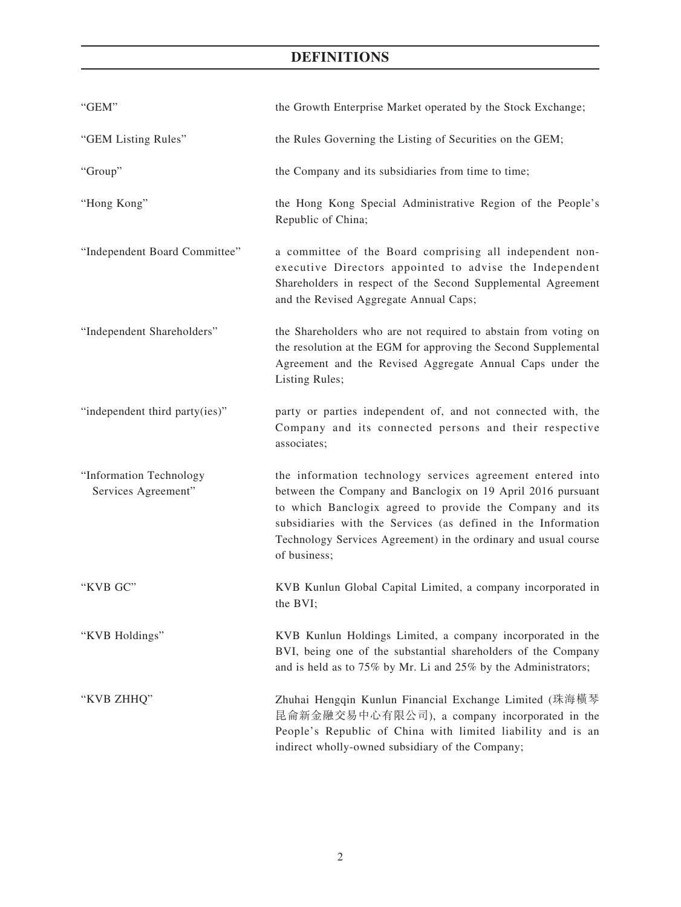# DEFINITIONS

| | |
|---|---|
| "GEM" | the Growth Enterprise Market operated by the Stock Exchange; |
| "GEM Listing Rules" | the Rules Governing the Listing of Securities on the GEM; |
| "Group" | the Company and its subsidiaries from time to time; |
| "Hong Kong" | the Hong Kong Special Administrative Region of the People's Republic of China; |
| "Independent Board Committee" | a committee of the Board comprising all independent non-executive Directors appointed to advise the Independent Shareholders in respect of the Second Supplemental Agreement and the Revised Aggregate Annual Caps; |
| "Independent Shareholders" | the Shareholders who are not required to abstain from voting on the resolution at the EGM for approving the Second Supplemental Agreement and the Revised Aggregate Annual Caps under the Listing Rules; |
| "independent third party(ies)" | party or parties independent of, and not connected with, the Company and its connected persons and their respective associates; |
| "Information Technology Services Agreement" | the information technology services agreement entered into between the Company and Banclogix on 19 April 2016 pursuant to which Banclogix agreed to provide the Company and its subsidiaries with the Services (as defined in the Information Technology Services Agreement) in the ordinary and usual course of business; |
| "KVB GC" | KVB Kunlun Global Capital Limited, a company incorporated in the BVI; |
| "KVB Holdings" | KVB Kunlun Holdings Limited, a company incorporated in the BVI, being one of the substantial shareholders of the Company and is held as to 75% by Mr. Li and 25% by the Administrators; |
| "KVB ZHHQ" | Zhuhai Hengqin Kunlun Financial Exchange Limited (珠海横琴昆侖新金融交易中心有限公司), a company incorporated in the People's Republic of China with limited liability and is an indirect wholly-owned subsidiary of the Company; |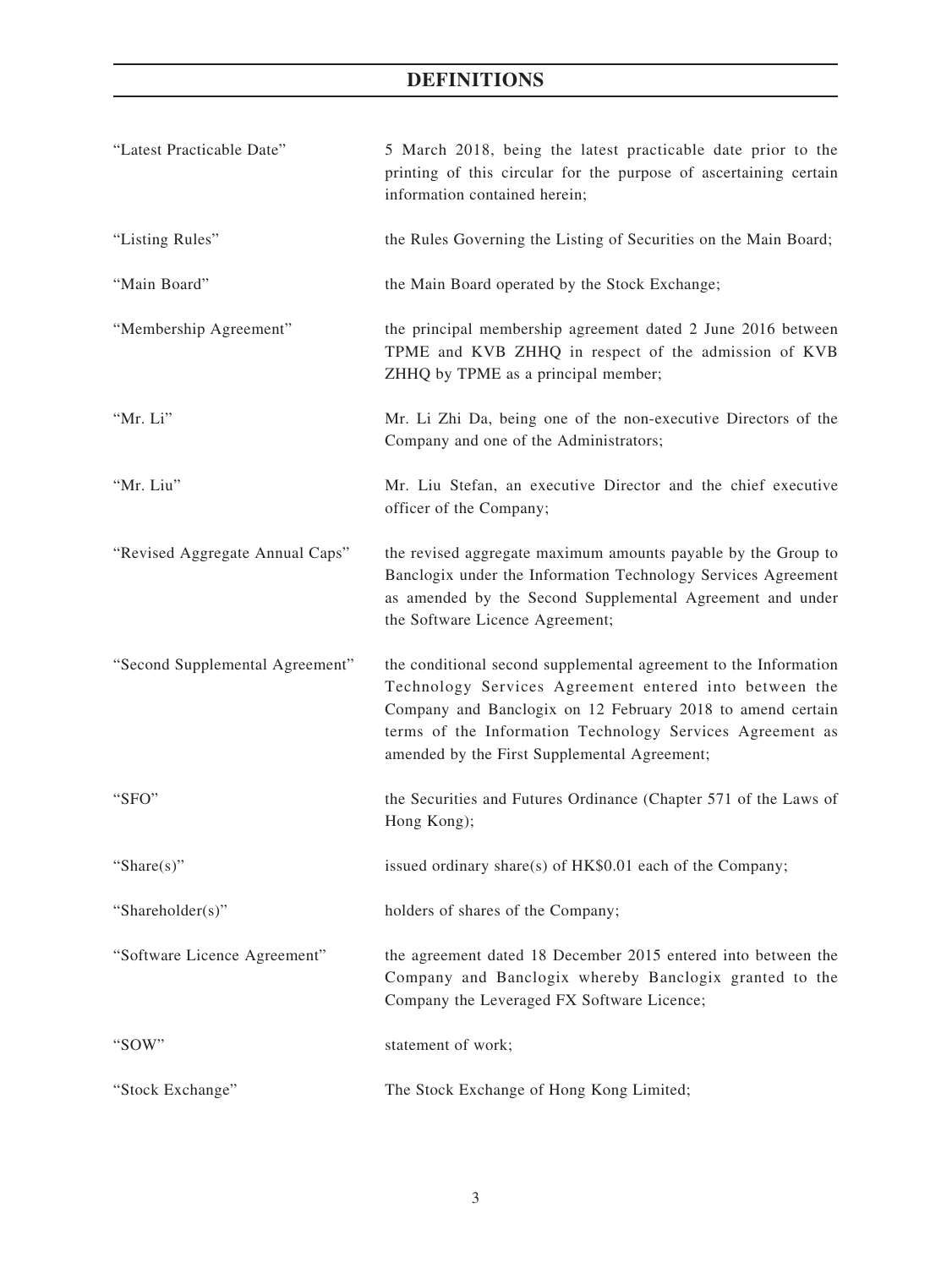# DEFINITIONS

| | |
|---|---|
| "Latest Practicable Date" | 5 March 2018, being the latest practicable date prior to the printing of this circular for the purpose of ascertaining certain information contained herein; |
| "Listing Rules" | the Rules Governing the Listing of Securities on the Main Board; |
| "Main Board" | the Main Board operated by the Stock Exchange; |
| "Membership Agreement" | the principal membership agreement dated 2 June 2016 between TPME and KVB ZHHQ in respect of the admission of KVB ZHHQ by TPME as a principal member; |
| "Mr. Li" | Mr. Li Zhi Da, being one of the non-executive Directors of the Company and one of the Administrators; |
| "Mr. Liu" | Mr. Liu Stefan, an executive Director and the chief executive officer of the Company; |
| "Revised Aggregate Annual Caps" | the revised aggregate maximum amounts payable by the Group to Banclogix under the Information Technology Services Agreement as amended by the Second Supplemental Agreement and under the Software Licence Agreement; |
| "Second Supplemental Agreement" | the conditional second supplemental agreement to the Information Technology Services Agreement entered into between the Company and Banclogix on 12 February 2018 to amend certain terms of the Information Technology Services Agreement as amended by the First Supplemental Agreement; |
| "SFO" | the Securities and Futures Ordinance (Chapter 571 of the Laws of Hong Kong); |
| "Share(s)" | issued ordinary share(s) of HK$0.01 each of the Company; |
| "Shareholder(s)" | holders of shares of the Company; |
| "Software Licence Agreement" | the agreement dated 18 December 2015 entered into between the Company and Banclogix whereby Banclogix granted to the Company the Leveraged FX Software Licence; |
| "SOW" | statement of work; |
| "Stock Exchange" | The Stock Exchange of Hong Kong Limited; |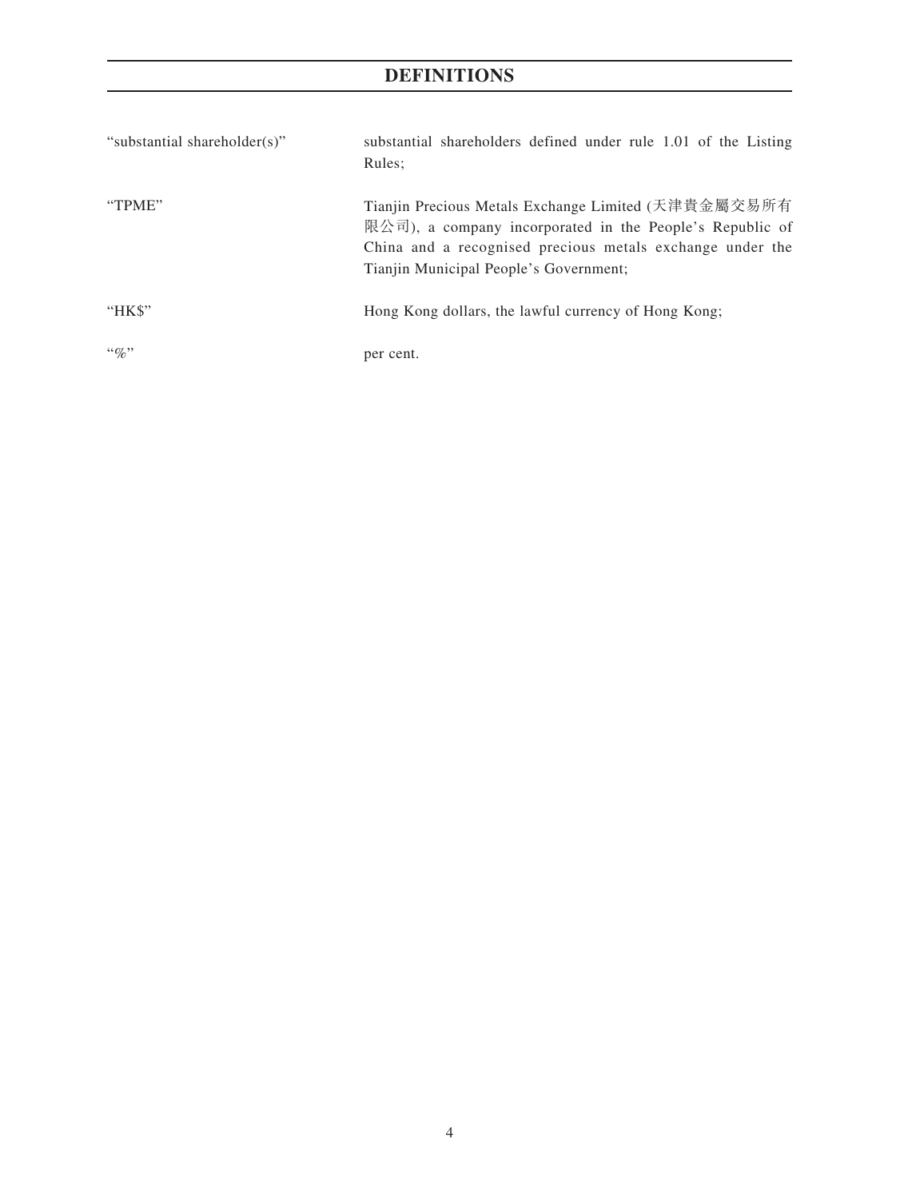# DEFINITIONS

| | |
|---|---|
| "substantial shareholder(s)" | substantial shareholders defined under rule 1.01 of the Listing Rules; |
| "TPME" | Tianjin Precious Metals Exchange Limited (天津貴金屬交易所有限公司), a company incorporated in the People's Republic of China and a recognised precious metals exchange under the Tianjin Municipal People's Government; |
| "HK$" | Hong Kong dollars, the lawful currency of Hong Kong; |
| "%" | per cent. |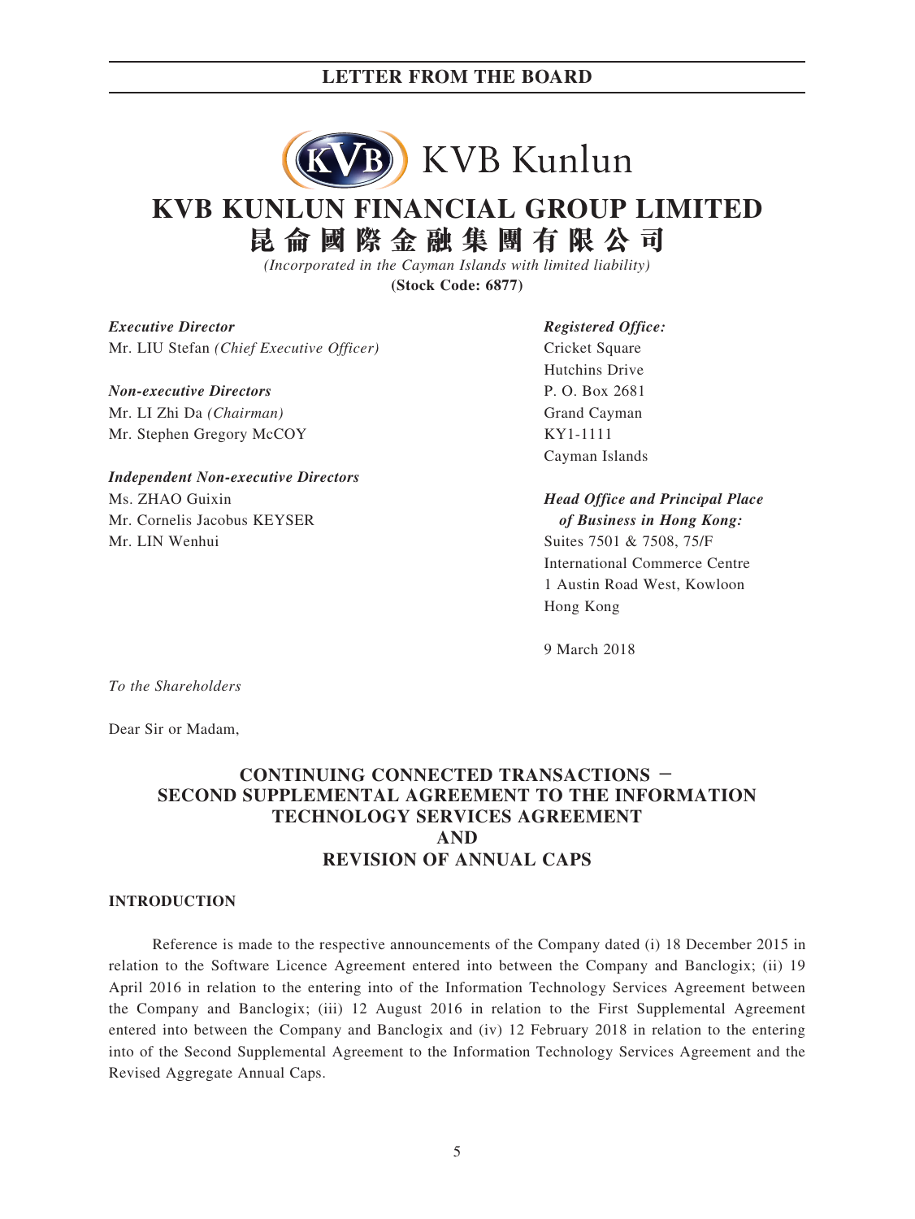# KVB KUNLUN FINANCIAL GROUP LIMITED

# 昆侖國際金融集團有限公司

*(Incorporated in the Cayman Islands with limited liability)*

**(Stock Code: 6877)**

***Executive Director***
Mr. LIU Stefan *(Chief Executive Officer)*

***Non-executive Directors***
Mr. LI Zhi Da *(Chairman)*
Mr. Stephen Gregory McCOY

***Independent Non-executive Directors***
Ms. ZHAO Guixin
Mr. Cornelis Jacobus KEYSER
Mr. LIN Wenhui

***Registered Office:***
Cricket Square
Hutchins Drive
P. O. Box 2681
Grand Cayman
KY1-1111
Cayman Islands

***Head Office and Principal Place of Business in Hong Kong:***
Suites 7501 & 7508, 75/F
International Commerce Centre
1 Austin Road West, Kowloon
Hong Kong

9 March 2018

*To the Shareholders*

Dear Sir or Madam,

## CONTINUING CONNECTED TRANSACTIONS – SECOND SUPPLEMENTAL AGREEMENT TO THE INFORMATION TECHNOLOGY SERVICES AGREEMENT AND REVISION OF ANNUAL CAPS

### INTRODUCTION

Reference is made to the respective announcements of the Company dated (i) 18 December 2015 in relation to the Software Licence Agreement entered into between the Company and Banclogix; (ii) 19 April 2016 in relation to the entering into of the Information Technology Services Agreement between the Company and Banclogix; (iii) 12 August 2016 in relation to the First Supplemental Agreement entered into between the Company and Banclogix and (iv) 12 February 2018 in relation to the entering into of the Second Supplemental Agreement to the Information Technology Services Agreement and the Revised Aggregate Annual Caps.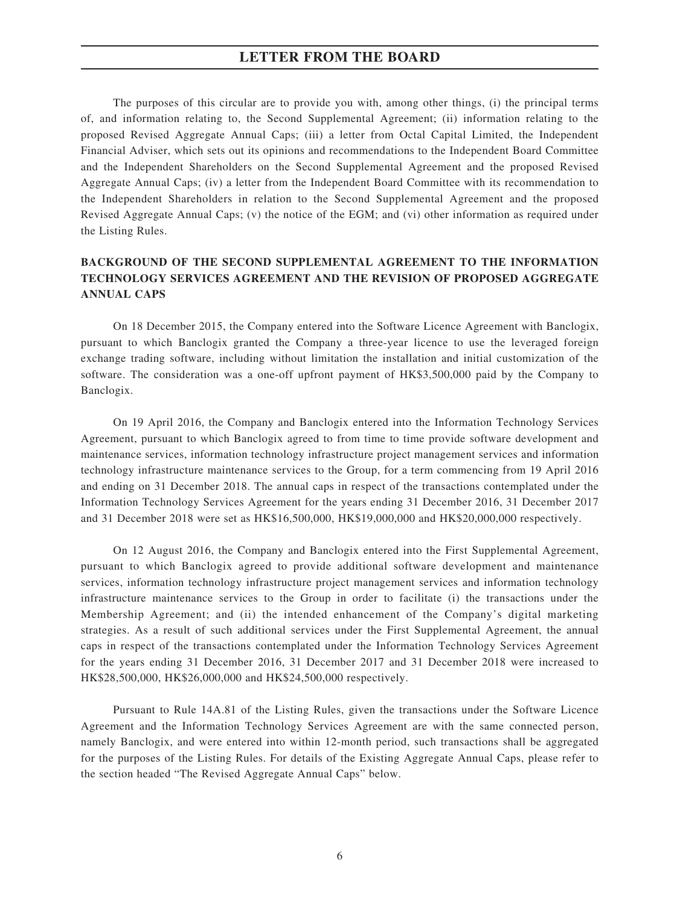The purposes of this circular are to provide you with, among other things, (i) the principal terms of, and information relating to, the Second Supplemental Agreement; (ii) information relating to the proposed Revised Aggregate Annual Caps; (iii) a letter from Octal Capital Limited, the Independent Financial Adviser, which sets out its opinions and recommendations to the Independent Board Committee and the Independent Shareholders on the Second Supplemental Agreement and the proposed Revised Aggregate Annual Caps; (iv) a letter from the Independent Board Committee with its recommendation to the Independent Shareholders in relation to the Second Supplemental Agreement and the proposed Revised Aggregate Annual Caps; (v) the notice of the EGM; and (vi) other information as required under the Listing Rules.

## BACKGROUND OF THE SECOND SUPPLEMENTAL AGREEMENT TO THE INFORMATION TECHNOLOGY SERVICES AGREEMENT AND THE REVISION OF PROPOSED AGGREGATE ANNUAL CAPS

On 18 December 2015, the Company entered into the Software Licence Agreement with Banclogix, pursuant to which Banclogix granted the Company a three-year licence to use the leveraged foreign exchange trading software, including without limitation the installation and initial customization of the software. The consideration was a one-off upfront payment of HK$3,500,000 paid by the Company to Banclogix.

On 19 April 2016, the Company and Banclogix entered into the Information Technology Services Agreement, pursuant to which Banclogix agreed to from time to time provide software development and maintenance services, information technology infrastructure project management services and information technology infrastructure maintenance services to the Group, for a term commencing from 19 April 2016 and ending on 31 December 2018. The annual caps in respect of the transactions contemplated under the Information Technology Services Agreement for the years ending 31 December 2016, 31 December 2017 and 31 December 2018 were set as HK$16,500,000, HK$19,000,000 and HK$20,000,000 respectively.

On 12 August 2016, the Company and Banclogix entered into the First Supplemental Agreement, pursuant to which Banclogix agreed to provide additional software development and maintenance services, information technology infrastructure project management services and information technology infrastructure maintenance services to the Group in order to facilitate (i) the transactions under the Membership Agreement; and (ii) the intended enhancement of the Company's digital marketing strategies. As a result of such additional services under the First Supplemental Agreement, the annual caps in respect of the transactions contemplated under the Information Technology Services Agreement for the years ending 31 December 2016, 31 December 2017 and 31 December 2018 were increased to HK$28,500,000, HK$26,000,000 and HK$24,500,000 respectively.

Pursuant to Rule 14A.81 of the Listing Rules, given the transactions under the Software Licence Agreement and the Information Technology Services Agreement are with the same connected person, namely Banclogix, and were entered into within 12-month period, such transactions shall be aggregated for the purposes of the Listing Rules. For details of the Existing Aggregate Annual Caps, please refer to the section headed "The Revised Aggregate Annual Caps" below.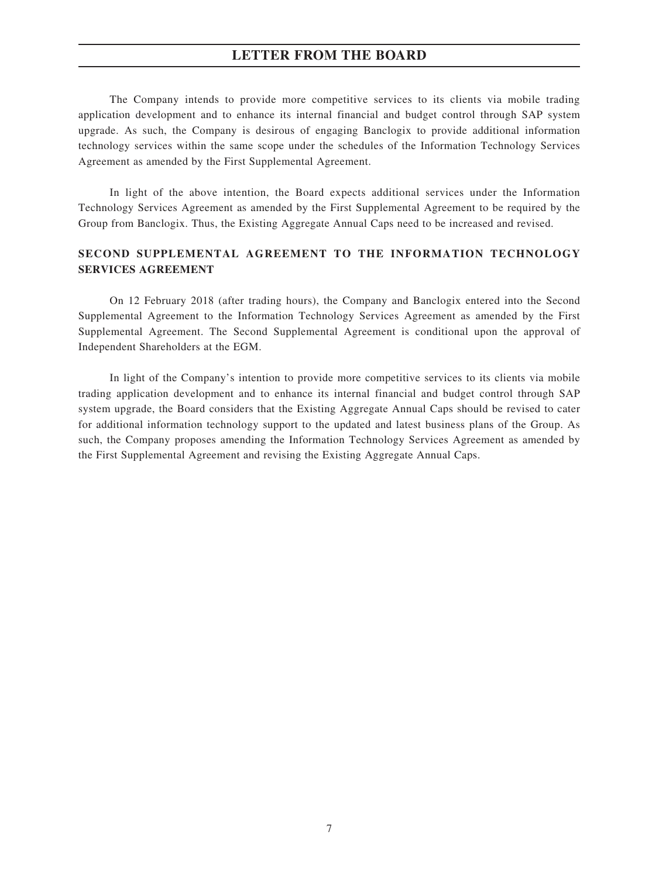The Company intends to provide more competitive services to its clients via mobile trading application development and to enhance its internal financial and budget control through SAP system upgrade. As such, the Company is desirous of engaging Banclogix to provide additional information technology services within the same scope under the schedules of the Information Technology Services Agreement as amended by the First Supplemental Agreement.

In light of the above intention, the Board expects additional services under the Information Technology Services Agreement as amended by the First Supplemental Agreement to be required by the Group from Banclogix. Thus, the Existing Aggregate Annual Caps need to be increased and revised.

## SECOND SUPPLEMENTAL AGREEMENT TO THE INFORMATION TECHNOLOGY SERVICES AGREEMENT

On 12 February 2018 (after trading hours), the Company and Banclogix entered into the Second Supplemental Agreement to the Information Technology Services Agreement as amended by the First Supplemental Agreement. The Second Supplemental Agreement is conditional upon the approval of Independent Shareholders at the EGM.

In light of the Company's intention to provide more competitive services to its clients via mobile trading application development and to enhance its internal financial and budget control through SAP system upgrade, the Board considers that the Existing Aggregate Annual Caps should be revised to cater for additional information technology support to the updated and latest business plans of the Group. As such, the Company proposes amending the Information Technology Services Agreement as amended by the First Supplemental Agreement and revising the Existing Aggregate Annual Caps.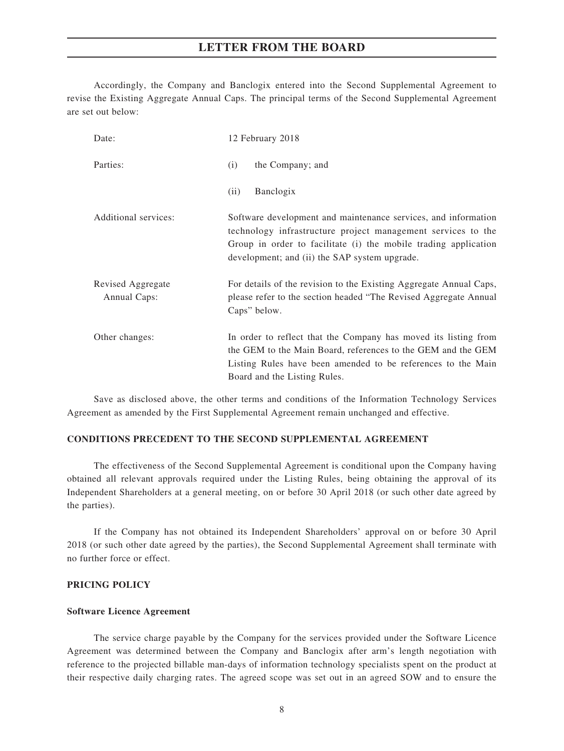Accordingly, the Company and Banclogix entered into the Second Supplemental Agreement to revise the Existing Aggregate Annual Caps. The principal terms of the Second Supplemental Agreement are set out below:

| | |
|---|---|
| Date: | 12 February 2018 |
| Parties: | (i) the Company; and<br>(ii) Banclogix |
| Additional services: | Software development and maintenance services, and information technology infrastructure project management services to the Group in order to facilitate (i) the mobile trading application development; and (ii) the SAP system upgrade. |
| Revised Aggregate Annual Caps: | For details of the revision to the Existing Aggregate Annual Caps, please refer to the section headed "The Revised Aggregate Annual Caps" below. |
| Other changes: | In order to reflect that the Company has moved its listing from the GEM to the Main Board, references to the GEM and the GEM Listing Rules have been amended to be references to the Main Board and the Listing Rules. |

Save as disclosed above, the other terms and conditions of the Information Technology Services Agreement as amended by the First Supplemental Agreement remain unchanged and effective.

**CONDITIONS PRECEDENT TO THE SECOND SUPPLEMENTAL AGREEMENT**

The effectiveness of the Second Supplemental Agreement is conditional upon the Company having obtained all relevant approvals required under the Listing Rules, being obtaining the approval of its Independent Shareholders at a general meeting, on or before 30 April 2018 (or such other date agreed by the parties).

If the Company has not obtained its Independent Shareholders' approval on or before 30 April 2018 (or such other date agreed by the parties), the Second Supplemental Agreement shall terminate with no further force or effect.

**PRICING POLICY**

**Software Licence Agreement**

The service charge payable by the Company for the services provided under the Software Licence Agreement was determined between the Company and Banclogix after arm's length negotiation with reference to the projected billable man-days of information technology specialists spent on the product at their respective daily charging rates. The agreed scope was set out in an agreed SOW and to ensure the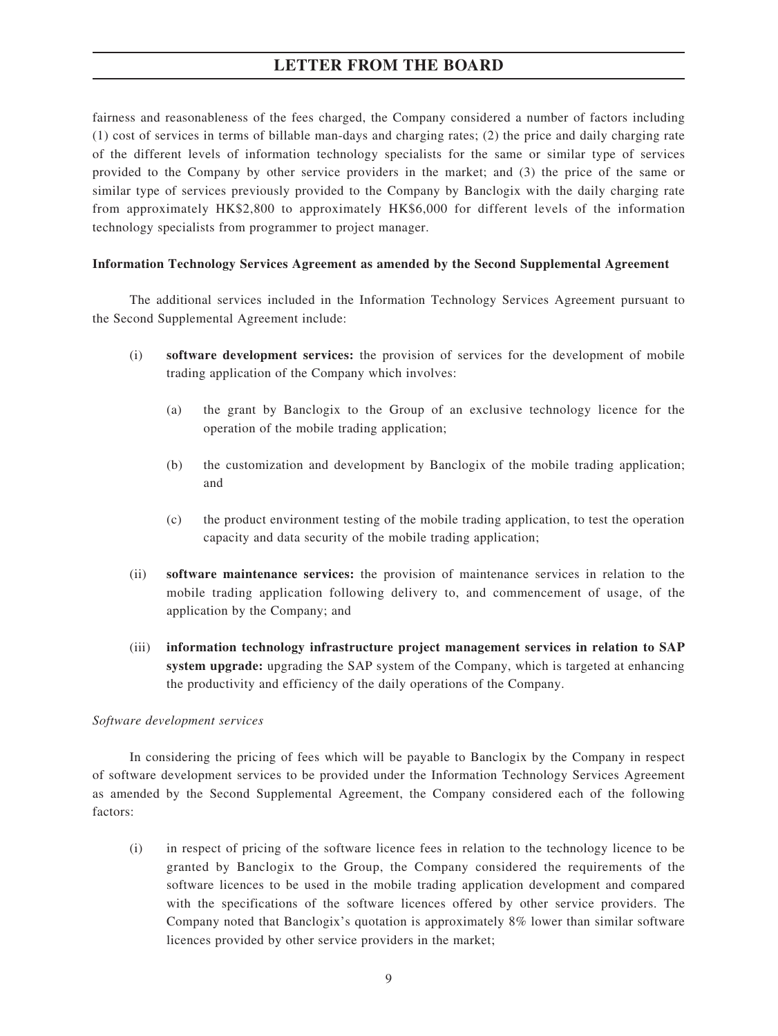fairness and reasonableness of the fees charged, the Company considered a number of factors including (1) cost of services in terms of billable man-days and charging rates; (2) the price and daily charging rate of the different levels of information technology specialists for the same or similar type of services provided to the Company by other service providers in the market; and (3) the price of the same or similar type of services previously provided to the Company by Banclogix with the daily charging rate from approximately HK$2,800 to approximately HK$6,000 for different levels of the information technology specialists from programmer to project manager.

**Information Technology Services Agreement as amended by the Second Supplemental Agreement**

The additional services included in the Information Technology Services Agreement pursuant to the Second Supplemental Agreement include:

(i) **software development services:** the provision of services for the development of mobile trading application of the Company which involves:

   (a) the grant by Banclogix to the Group of an exclusive technology licence for the operation of the mobile trading application;

   (b) the customization and development by Banclogix of the mobile trading application; and

   (c) the product environment testing of the mobile trading application, to test the operation capacity and data security of the mobile trading application;

(ii) **software maintenance services:** the provision of maintenance services in relation to the mobile trading application following delivery to, and commencement of usage, of the application by the Company; and

(iii) **information technology infrastructure project management services in relation to SAP system upgrade:** upgrading the SAP system of the Company, which is targeted at enhancing the productivity and efficiency of the daily operations of the Company.

*Software development services*

In considering the pricing of fees which will be payable to Banclogix by the Company in respect of software development services to be provided under the Information Technology Services Agreement as amended by the Second Supplemental Agreement, the Company considered each of the following factors:

(i) in respect of pricing of the software licence fees in relation to the technology licence to be granted by Banclogix to the Group, the Company considered the requirements of the software licences to be used in the mobile trading application development and compared with the specifications of the software licences offered by other service providers. The Company noted that Banclogix's quotation is approximately 8% lower than similar software licences provided by other service providers in the market;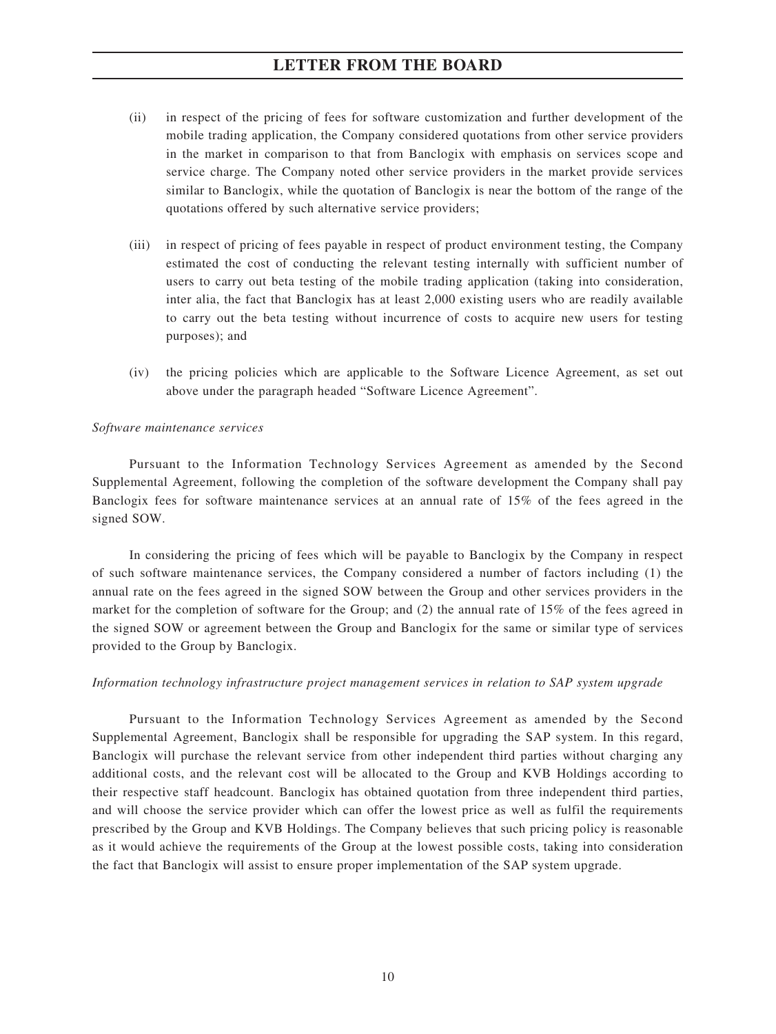(ii) in respect of the pricing of fees for software customization and further development of the mobile trading application, the Company considered quotations from other service providers in the market in comparison to that from Banclogix with emphasis on services scope and service charge. The Company noted other service providers in the market provide services similar to Banclogix, while the quotation of Banclogix is near the bottom of the range of the quotations offered by such alternative service providers;

(iii) in respect of pricing of fees payable in respect of product environment testing, the Company estimated the cost of conducting the relevant testing internally with sufficient number of users to carry out beta testing of the mobile trading application (taking into consideration, inter alia, the fact that Banclogix has at least 2,000 existing users who are readily available to carry out the beta testing without incurrence of costs to acquire new users for testing purposes); and

(iv) the pricing policies which are applicable to the Software Licence Agreement, as set out above under the paragraph headed "Software Licence Agreement".

*Software maintenance services*

Pursuant to the Information Technology Services Agreement as amended by the Second Supplemental Agreement, following the completion of the software development the Company shall pay Banclogix fees for software maintenance services at an annual rate of 15% of the fees agreed in the signed SOW.

In considering the pricing of fees which will be payable to Banclogix by the Company in respect of such software maintenance services, the Company considered a number of factors including (1) the annual rate on the fees agreed in the signed SOW between the Group and other services providers in the market for the completion of software for the Group; and (2) the annual rate of 15% of the fees agreed in the signed SOW or agreement between the Group and Banclogix for the same or similar type of services provided to the Group by Banclogix.

*Information technology infrastructure project management services in relation to SAP system upgrade*

Pursuant to the Information Technology Services Agreement as amended by the Second Supplemental Agreement, Banclogix shall be responsible for upgrading the SAP system. In this regard, Banclogix will purchase the relevant service from other independent third parties without charging any additional costs, and the relevant cost will be allocated to the Group and KVB Holdings according to their respective staff headcount. Banclogix has obtained quotation from three independent third parties, and will choose the service provider which can offer the lowest price as well as fulfil the requirements prescribed by the Group and KVB Holdings. The Company believes that such pricing policy is reasonable as it would achieve the requirements of the Group at the lowest possible costs, taking into consideration the fact that Banclogix will assist to ensure proper implementation of the SAP system upgrade.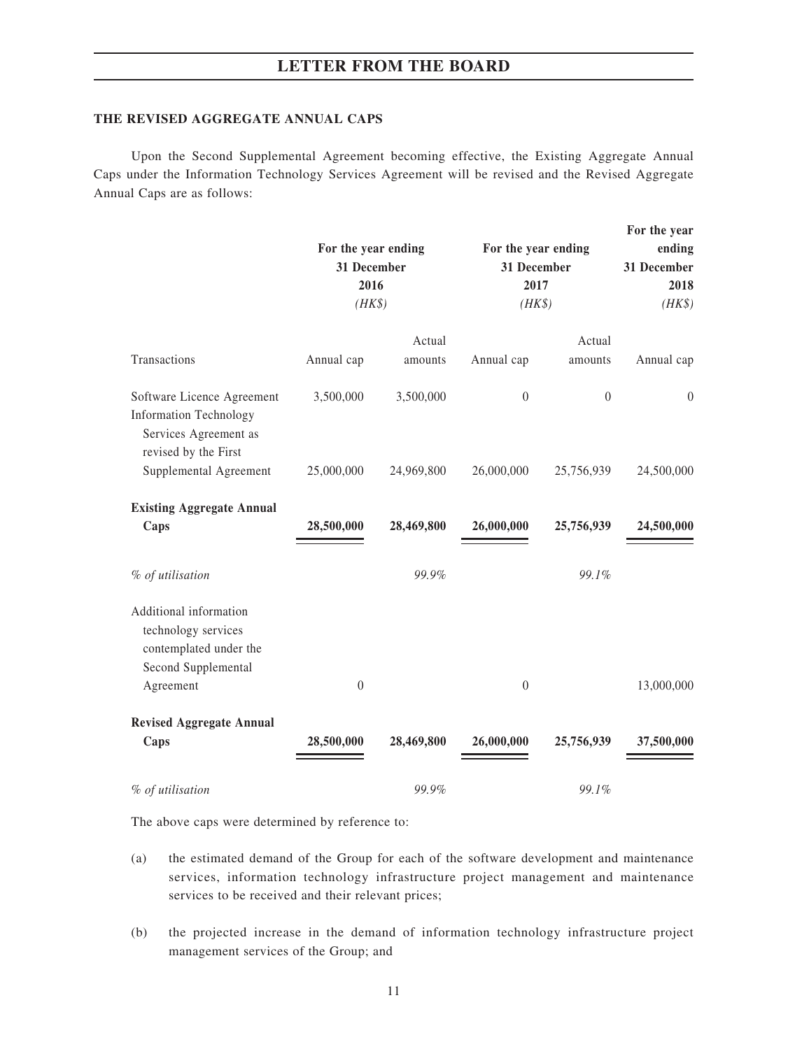# LETTER FROM THE BOARD

**THE REVISED AGGREGATE ANNUAL CAPS**

Upon the Second Supplemental Agreement becoming effective, the Existing Aggregate Annual Caps under the Information Technology Services Agreement will be revised and the Revised Aggregate Annual Caps are as follows:

| | For the year ending 31 December 2016 (HK$) | | For the year ending 31 December 2017 (HK$) | | For the year ending 31 December 2018 (HK$) |
|---|---|---|---|---|---|
| Transactions | Annual cap | Actual amounts | Annual cap | Actual amounts | Annual cap |
| Software Licence Agreement | 3,500,000 | 3,500,000 | 0 | 0 | 0 |
| Information Technology Services Agreement as revised by the First Supplemental Agreement | 25,000,000 | 24,969,800 | 26,000,000 | 25,756,939 | 24,500,000 |
| **Existing Aggregate Annual Caps** | **28,500,000** | **28,469,800** | **26,000,000** | **25,756,939** | **24,500,000** |
| *% of utilisation* | | *99.9%* | | *99.1%* | |
| Additional information technology services contemplated under the Second Supplemental Agreement | 0 | | 0 | | 13,000,000 |
| **Revised Aggregate Annual Caps** | **28,500,000** | **28,469,800** | **26,000,000** | **25,756,939** | **37,500,000** |
| *% of utilisation* | | *99.9%* | | *99.1%* | |

The above caps were determined by reference to:

(a) the estimated demand of the Group for each of the software development and maintenance services, information technology infrastructure project management and maintenance services to be received and their relevant prices;

(b) the projected increase in the demand of information technology infrastructure project management services of the Group; and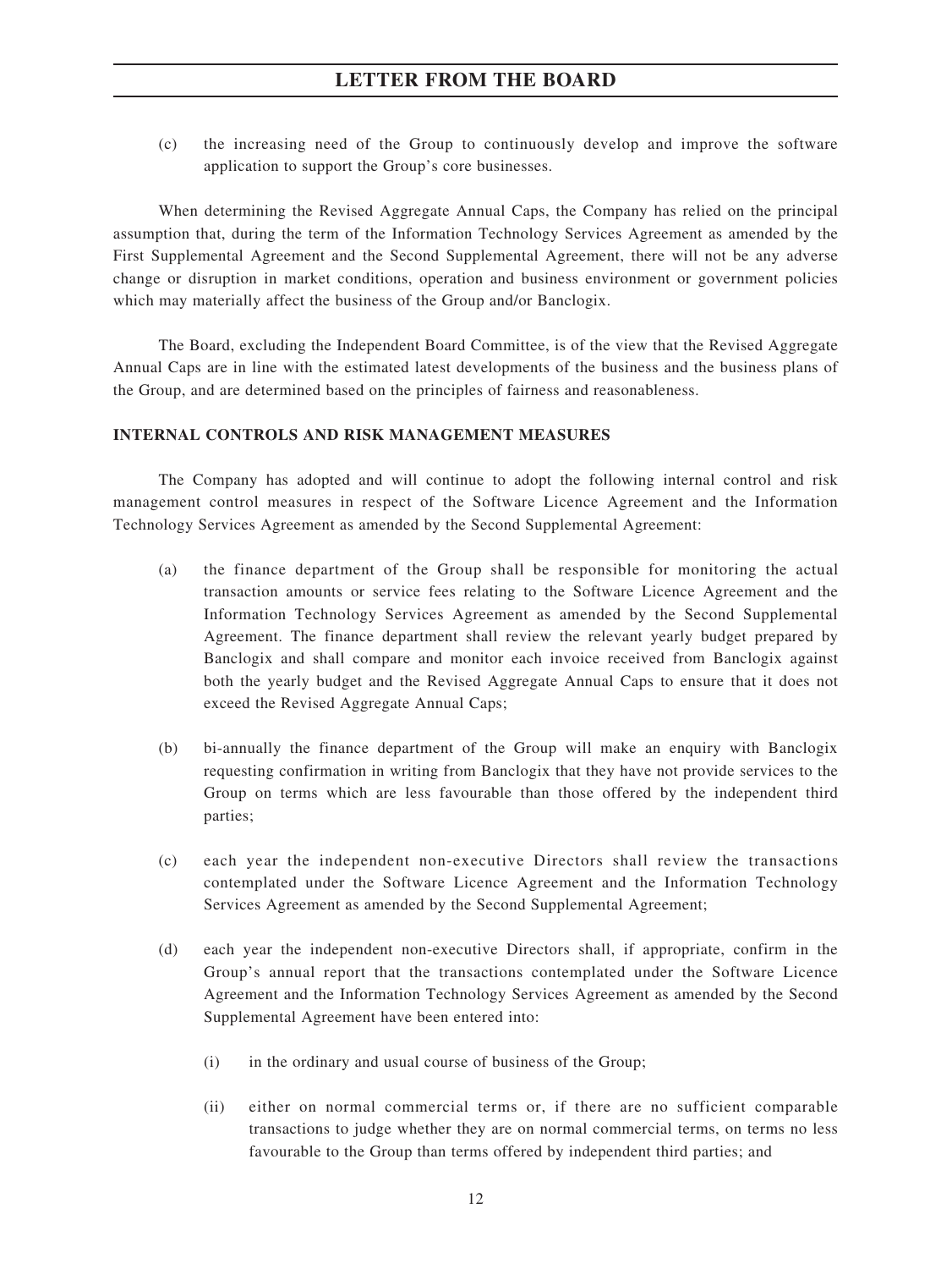(c) the increasing need of the Group to continuously develop and improve the software application to support the Group's core businesses.

When determining the Revised Aggregate Annual Caps, the Company has relied on the principal assumption that, during the term of the Information Technology Services Agreement as amended by the First Supplemental Agreement and the Second Supplemental Agreement, there will not be any adverse change or disruption in market conditions, operation and business environment or government policies which may materially affect the business of the Group and/or Banclogix.

The Board, excluding the Independent Board Committee, is of the view that the Revised Aggregate Annual Caps are in line with the estimated latest developments of the business and the business plans of the Group, and are determined based on the principles of fairness and reasonableness.

**INTERNAL CONTROLS AND RISK MANAGEMENT MEASURES**

The Company has adopted and will continue to adopt the following internal control and risk management control measures in respect of the Software Licence Agreement and the Information Technology Services Agreement as amended by the Second Supplemental Agreement:

(a) the finance department of the Group shall be responsible for monitoring the actual transaction amounts or service fees relating to the Software Licence Agreement and the Information Technology Services Agreement as amended by the Second Supplemental Agreement. The finance department shall review the relevant yearly budget prepared by Banclogix and shall compare and monitor each invoice received from Banclogix against both the yearly budget and the Revised Aggregate Annual Caps to ensure that it does not exceed the Revised Aggregate Annual Caps;

(b) bi-annually the finance department of the Group will make an enquiry with Banclogix requesting confirmation in writing from Banclogix that they have not provide services to the Group on terms which are less favourable than those offered by the independent third parties;

(c) each year the independent non-executive Directors shall review the transactions contemplated under the Software Licence Agreement and the Information Technology Services Agreement as amended by the Second Supplemental Agreement;

(d) each year the independent non-executive Directors shall, if appropriate, confirm in the Group's annual report that the transactions contemplated under the Software Licence Agreement and the Information Technology Services Agreement as amended by the Second Supplemental Agreement have been entered into:

   (i) in the ordinary and usual course of business of the Group;

   (ii) either on normal commercial terms or, if there are no sufficient comparable transactions to judge whether they are on normal commercial terms, on terms no less favourable to the Group than terms offered by independent third parties; and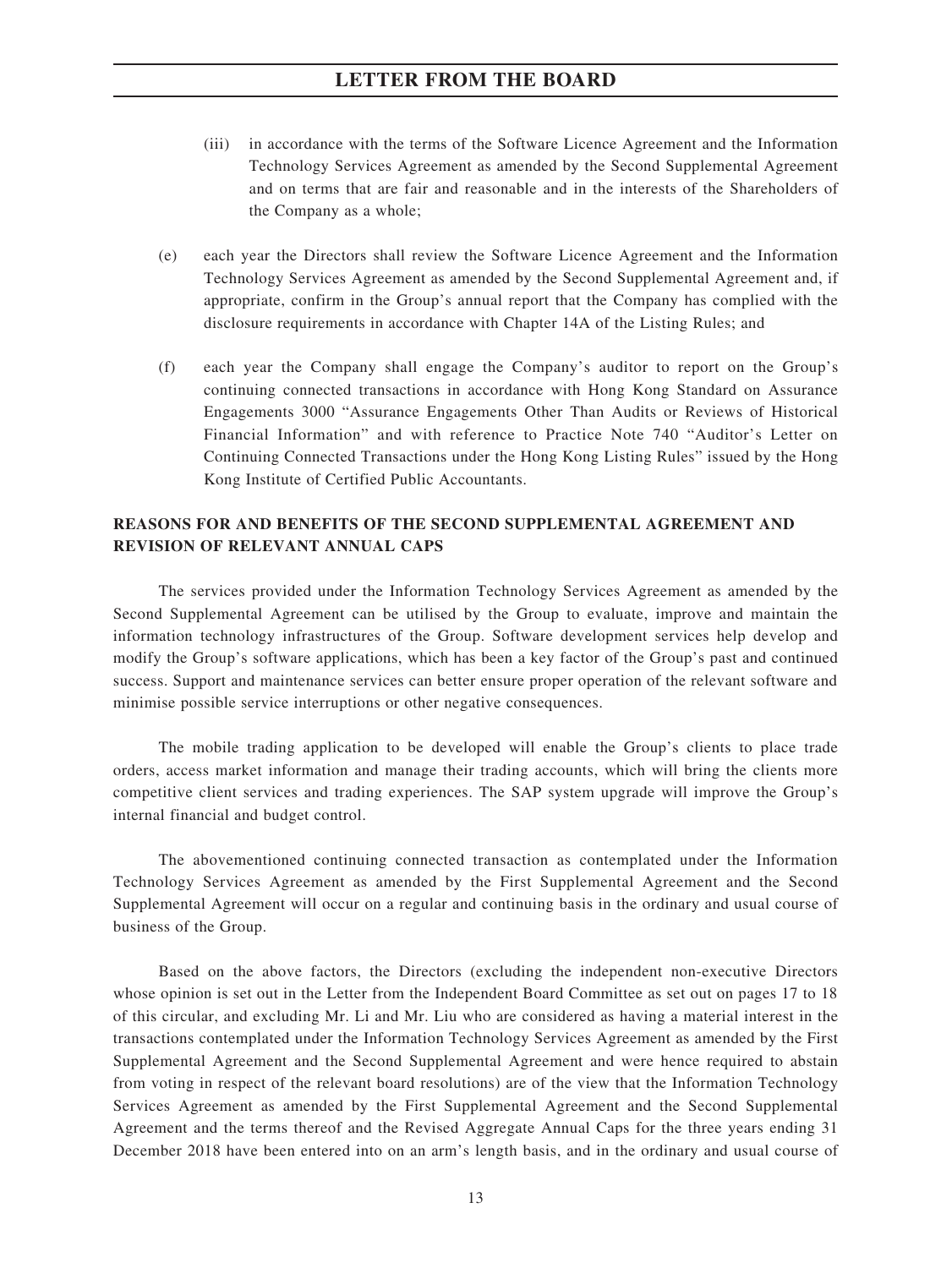(iii) in accordance with the terms of the Software Licence Agreement and the Information Technology Services Agreement as amended by the Second Supplemental Agreement and on terms that are fair and reasonable and in the interests of the Shareholders of the Company as a whole;

(e) each year the Directors shall review the Software Licence Agreement and the Information Technology Services Agreement as amended by the Second Supplemental Agreement and, if appropriate, confirm in the Group's annual report that the Company has complied with the disclosure requirements in accordance with Chapter 14A of the Listing Rules; and

(f) each year the Company shall engage the Company's auditor to report on the Group's continuing connected transactions in accordance with Hong Kong Standard on Assurance Engagements 3000 "Assurance Engagements Other Than Audits or Reviews of Historical Financial Information" and with reference to Practice Note 740 "Auditor's Letter on Continuing Connected Transactions under the Hong Kong Listing Rules" issued by the Hong Kong Institute of Certified Public Accountants.

## REASONS FOR AND BENEFITS OF THE SECOND SUPPLEMENTAL AGREEMENT AND REVISION OF RELEVANT ANNUAL CAPS

The services provided under the Information Technology Services Agreement as amended by the Second Supplemental Agreement can be utilised by the Group to evaluate, improve and maintain the information technology infrastructures of the Group. Software development services help develop and modify the Group's software applications, which has been a key factor of the Group's past and continued success. Support and maintenance services can better ensure proper operation of the relevant software and minimise possible service interruptions or other negative consequences.

The mobile trading application to be developed will enable the Group's clients to place trade orders, access market information and manage their trading accounts, which will bring the clients more competitive client services and trading experiences. The SAP system upgrade will improve the Group's internal financial and budget control.

The abovementioned continuing connected transaction as contemplated under the Information Technology Services Agreement as amended by the First Supplemental Agreement and the Second Supplemental Agreement will occur on a regular and continuing basis in the ordinary and usual course of business of the Group.

Based on the above factors, the Directors (excluding the independent non-executive Directors whose opinion is set out in the Letter from the Independent Board Committee as set out on pages 17 to 18 of this circular, and excluding Mr. Li and Mr. Liu who are considered as having a material interest in the transactions contemplated under the Information Technology Services Agreement as amended by the First Supplemental Agreement and the Second Supplemental Agreement and were hence required to abstain from voting in respect of the relevant board resolutions) are of the view that the Information Technology Services Agreement as amended by the First Supplemental Agreement and the Second Supplemental Agreement and the terms thereof and the Revised Aggregate Annual Caps for the three years ending 31 December 2018 have been entered into on an arm's length basis, and in the ordinary and usual course of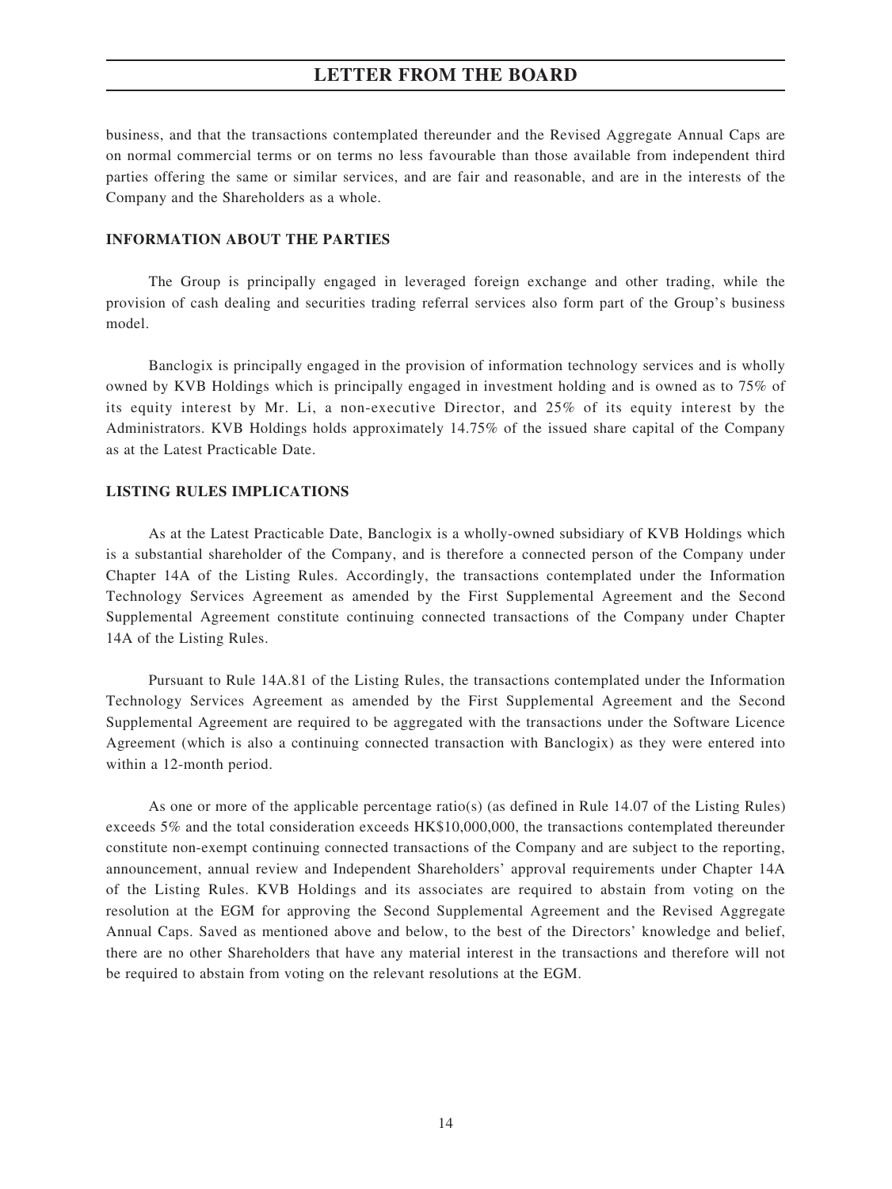business, and that the transactions contemplated thereunder and the Revised Aggregate Annual Caps are on normal commercial terms or on terms no less favourable than those available from independent third parties offering the same or similar services, and are fair and reasonable, and are in the interests of the Company and the Shareholders as a whole.

**INFORMATION ABOUT THE PARTIES**

The Group is principally engaged in leveraged foreign exchange and other trading, while the provision of cash dealing and securities trading referral services also form part of the Group's business model.

Banclogix is principally engaged in the provision of information technology services and is wholly owned by KVB Holdings which is principally engaged in investment holding and is owned as to 75% of its equity interest by Mr. Li, a non-executive Director, and 25% of its equity interest by the Administrators. KVB Holdings holds approximately 14.75% of the issued share capital of the Company as at the Latest Practicable Date.

**LISTING RULES IMPLICATIONS**

As at the Latest Practicable Date, Banclogix is a wholly-owned subsidiary of KVB Holdings which is a substantial shareholder of the Company, and is therefore a connected person of the Company under Chapter 14A of the Listing Rules. Accordingly, the transactions contemplated under the Information Technology Services Agreement as amended by the First Supplemental Agreement and the Second Supplemental Agreement constitute continuing connected transactions of the Company under Chapter 14A of the Listing Rules.

Pursuant to Rule 14A.81 of the Listing Rules, the transactions contemplated under the Information Technology Services Agreement as amended by the First Supplemental Agreement and the Second Supplemental Agreement are required to be aggregated with the transactions under the Software Licence Agreement (which is also a continuing connected transaction with Banclogix) as they were entered into within a 12-month period.

As one or more of the applicable percentage ratio(s) (as defined in Rule 14.07 of the Listing Rules) exceeds 5% and the total consideration exceeds HK$10,000,000, the transactions contemplated thereunder constitute non-exempt continuing connected transactions of the Company and are subject to the reporting, announcement, annual review and Independent Shareholders' approval requirements under Chapter 14A of the Listing Rules. KVB Holdings and its associates are required to abstain from voting on the resolution at the EGM for approving the Second Supplemental Agreement and the Revised Aggregate Annual Caps. Saved as mentioned above and below, to the best of the Directors' knowledge and belief, there are no other Shareholders that have any material interest in the transactions and therefore will not be required to abstain from voting on the relevant resolutions at the EGM.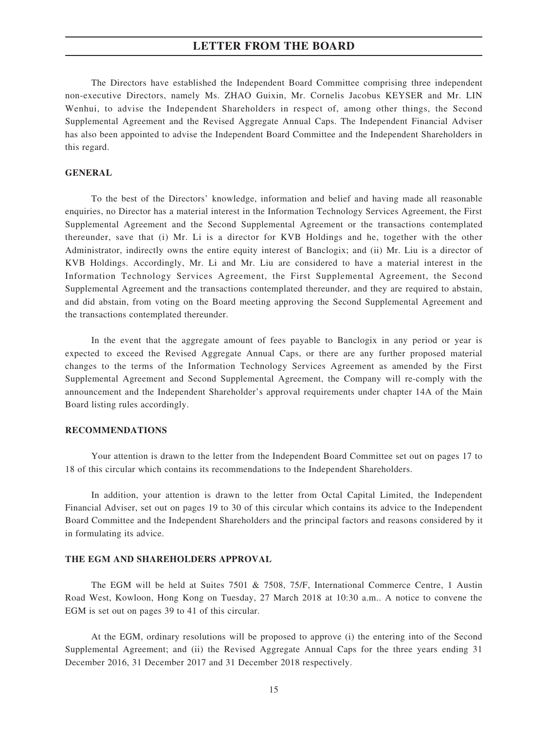The Directors have established the Independent Board Committee comprising three independent non-executive Directors, namely Ms. ZHAO Guixin, Mr. Cornelis Jacobus KEYSER and Mr. LIN Wenhui, to advise the Independent Shareholders in respect of, among other things, the Second Supplemental Agreement and the Revised Aggregate Annual Caps. The Independent Financial Adviser has also been appointed to advise the Independent Board Committee and the Independent Shareholders in this regard.

## GENERAL

To the best of the Directors' knowledge, information and belief and having made all reasonable enquiries, no Director has a material interest in the Information Technology Services Agreement, the First Supplemental Agreement and the Second Supplemental Agreement or the transactions contemplated thereunder, save that (i) Mr. Li is a director for KVB Holdings and he, together with the other Administrator, indirectly owns the entire equity interest of Banclogix; and (ii) Mr. Liu is a director of KVB Holdings. Accordingly, Mr. Li and Mr. Liu are considered to have a material interest in the Information Technology Services Agreement, the First Supplemental Agreement, the Second Supplemental Agreement and the transactions contemplated thereunder, and they are required to abstain, and did abstain, from voting on the Board meeting approving the Second Supplemental Agreement and the transactions contemplated thereunder.

In the event that the aggregate amount of fees payable to Banclogix in any period or year is expected to exceed the Revised Aggregate Annual Caps, or there are any further proposed material changes to the terms of the Information Technology Services Agreement as amended by the First Supplemental Agreement and Second Supplemental Agreement, the Company will re-comply with the announcement and the Independent Shareholder's approval requirements under chapter 14A of the Main Board listing rules accordingly.

## RECOMMENDATIONS

Your attention is drawn to the letter from the Independent Board Committee set out on pages 17 to 18 of this circular which contains its recommendations to the Independent Shareholders.

In addition, your attention is drawn to the letter from Octal Capital Limited, the Independent Financial Adviser, set out on pages 19 to 30 of this circular which contains its advice to the Independent Board Committee and the Independent Shareholders and the principal factors and reasons considered by it in formulating its advice.

## THE EGM AND SHAREHOLDERS APPROVAL

The EGM will be held at Suites 7501 & 7508, 75/F, International Commerce Centre, 1 Austin Road West, Kowloon, Hong Kong on Tuesday, 27 March 2018 at 10:30 a.m.. A notice to convene the EGM is set out on pages 39 to 41 of this circular.

At the EGM, ordinary resolutions will be proposed to approve (i) the entering into of the Second Supplemental Agreement; and (ii) the Revised Aggregate Annual Caps for the three years ending 31 December 2016, 31 December 2017 and 31 December 2018 respectively.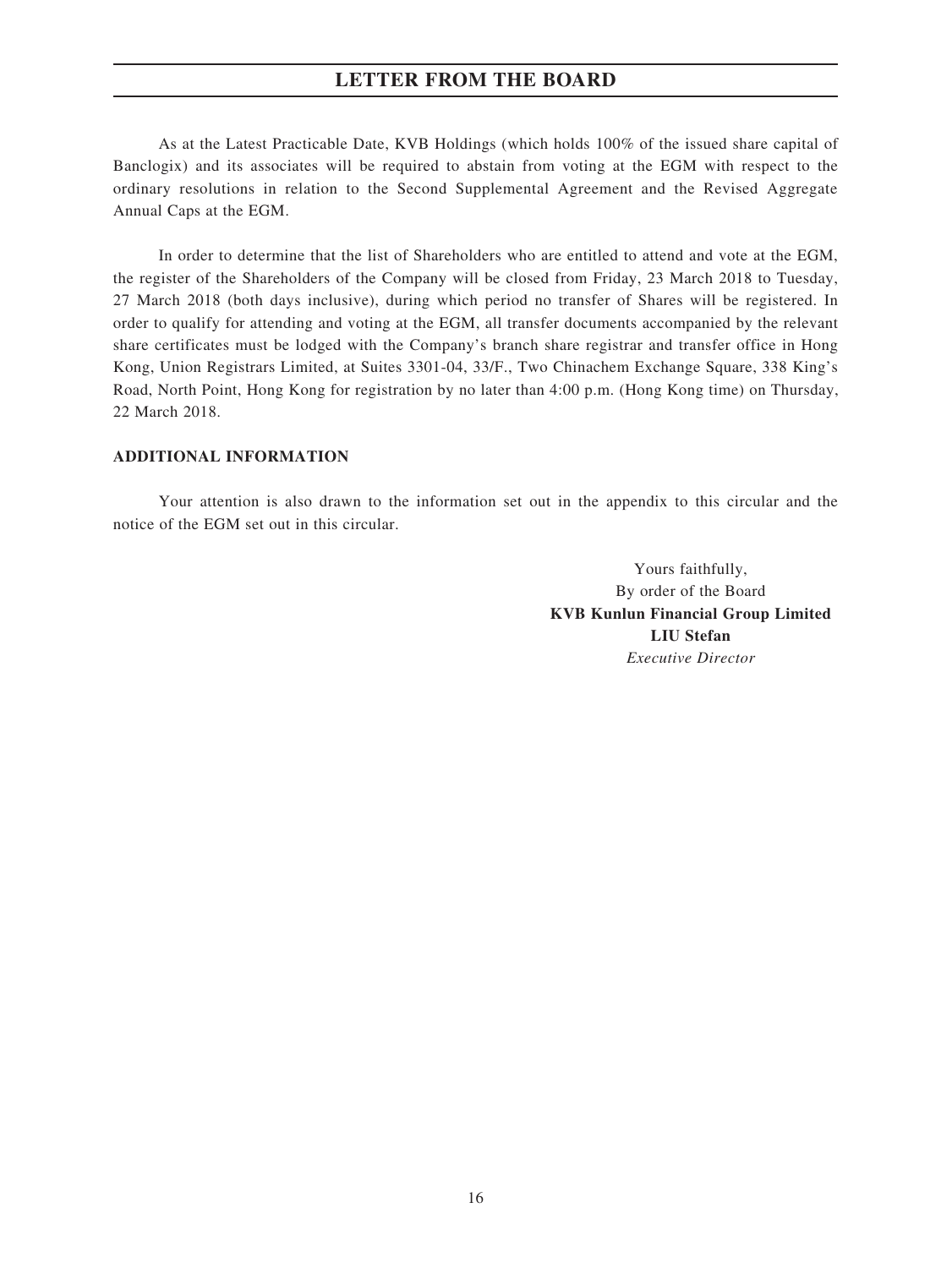As at the Latest Practicable Date, KVB Holdings (which holds 100% of the issued share capital of Banclogix) and its associates will be required to abstain from voting at the EGM with respect to the ordinary resolutions in relation to the Second Supplemental Agreement and the Revised Aggregate Annual Caps at the EGM.

In order to determine that the list of Shareholders who are entitled to attend and vote at the EGM, the register of the Shareholders of the Company will be closed from Friday, 23 March 2018 to Tuesday, 27 March 2018 (both days inclusive), during which period no transfer of Shares will be registered. In order to qualify for attending and voting at the EGM, all transfer documents accompanied by the relevant share certificates must be lodged with the Company's branch share registrar and transfer office in Hong Kong, Union Registrars Limited, at Suites 3301-04, 33/F., Two Chinachem Exchange Square, 338 King's Road, North Point, Hong Kong for registration by no later than 4:00 p.m. (Hong Kong time) on Thursday, 22 March 2018.

**ADDITIONAL INFORMATION**

Your attention is also drawn to the information set out in the appendix to this circular and the notice of the EGM set out in this circular.

Yours faithfully,
By order of the Board
**KVB Kunlun Financial Group Limited**
**LIU Stefan**
*Executive Director*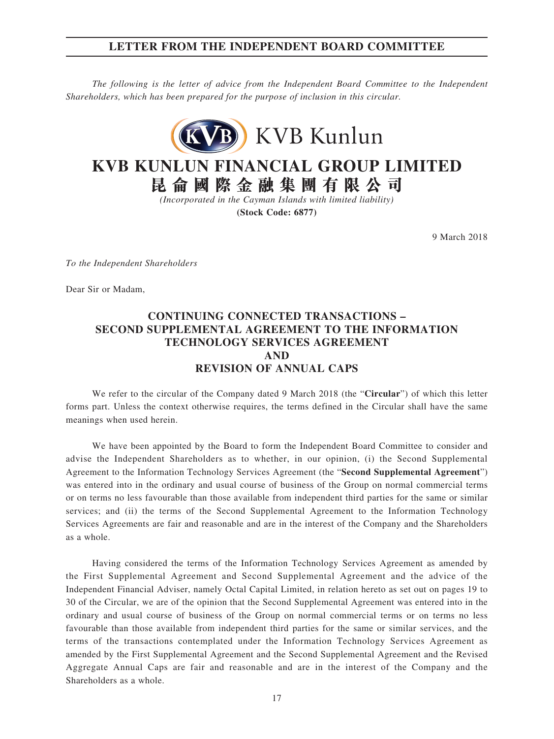# LETTER FROM THE INDEPENDENT BOARD COMMITTEE

*The following is the letter of advice from the Independent Board Committee to the Independent Shareholders, which has been prepared for the purpose of inclusion in this circular.*

KVB Kunlun

# KVB KUNLUN FINANCIAL GROUP LIMITED
# 昆侖國際金融集團有限公司

*(Incorporated in the Cayman Islands with limited liability)*

**(Stock Code: 6877)**

9 March 2018

*To the Independent Shareholders*

Dear Sir or Madam,

## CONTINUING CONNECTED TRANSACTIONS – SECOND SUPPLEMENTAL AGREEMENT TO THE INFORMATION TECHNOLOGY SERVICES AGREEMENT AND REVISION OF ANNUAL CAPS

We refer to the circular of the Company dated 9 March 2018 (the "**Circular**") of which this letter forms part. Unless the context otherwise requires, the terms defined in the Circular shall have the same meanings when used herein.

We have been appointed by the Board to form the Independent Board Committee to consider and advise the Independent Shareholders as to whether, in our opinion, (i) the Second Supplemental Agreement to the Information Technology Services Agreement (the "**Second Supplemental Agreement**") was entered into in the ordinary and usual course of business of the Group on normal commercial terms or on terms no less favourable than those available from independent third parties for the same or similar services; and (ii) the terms of the Second Supplemental Agreement to the Information Technology Services Agreements are fair and reasonable and are in the interest of the Company and the Shareholders as a whole.

Having considered the terms of the Information Technology Services Agreement as amended by the First Supplemental Agreement and Second Supplemental Agreement and the advice of the Independent Financial Adviser, namely Octal Capital Limited, in relation hereto as set out on pages 19 to 30 of the Circular, we are of the opinion that the Second Supplemental Agreement was entered into in the ordinary and usual course of business of the Group on normal commercial terms or on terms no less favourable than those available from independent third parties for the same or similar services, and the terms of the transactions contemplated under the Information Technology Services Agreement as amended by the First Supplemental Agreement and the Second Supplemental Agreement and the Revised Aggregate Annual Caps are fair and reasonable and are in the interest of the Company and the Shareholders as a whole.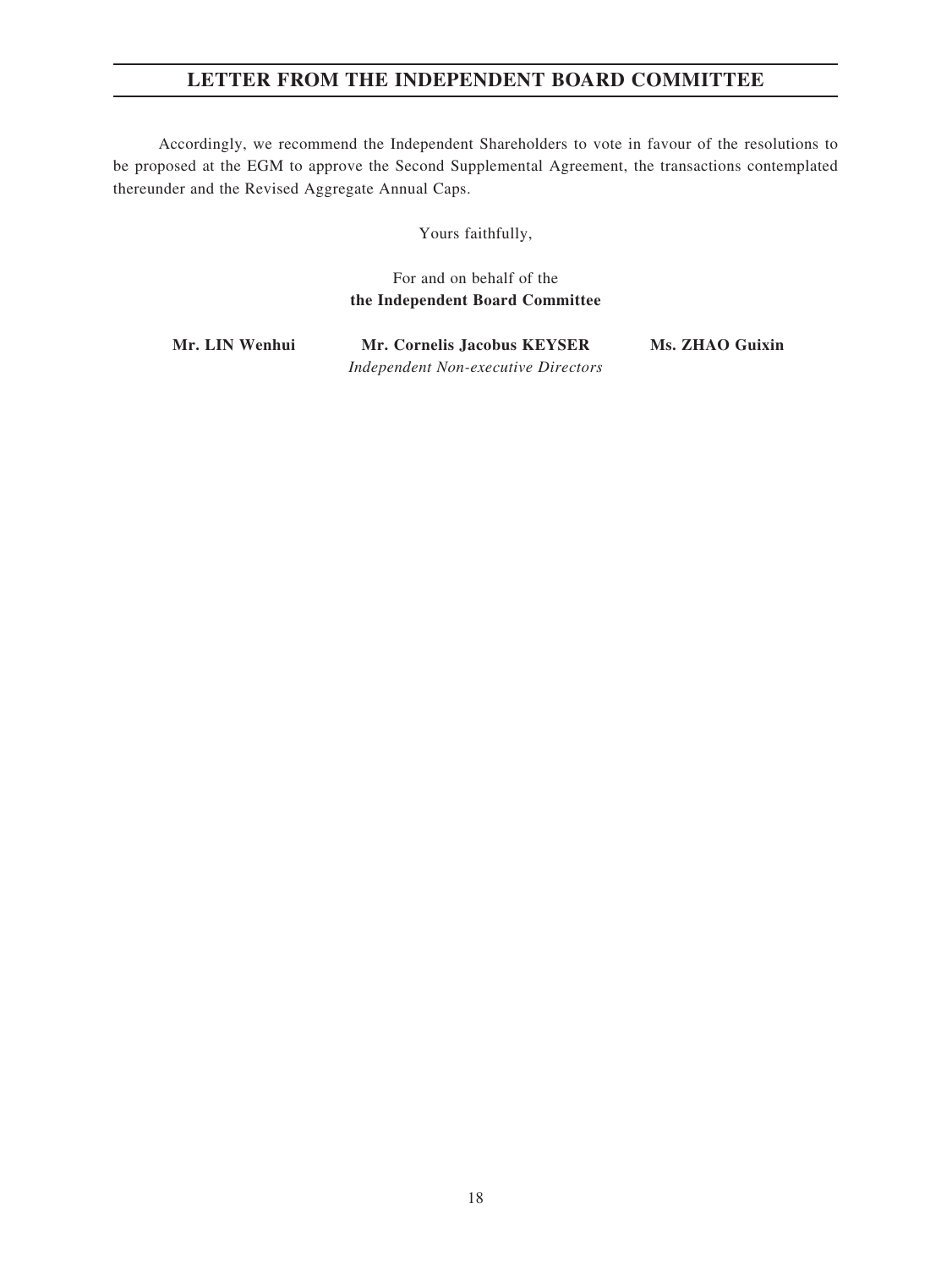# LETTER FROM THE INDEPENDENT BOARD COMMITTEE

Accordingly, we recommend the Independent Shareholders to vote in favour of the resolutions to be proposed at the EGM to approve the Second Supplemental Agreement, the transactions contemplated thereunder and the Revised Aggregate Annual Caps.

Yours faithfully,

For and on behalf of the
**the Independent Board Committee**

**Mr. LIN Wenhui** **Mr. Cornelis Jacobus KEYSER** **Ms. ZHAO Guixin**
*Independent Non-executive Directors*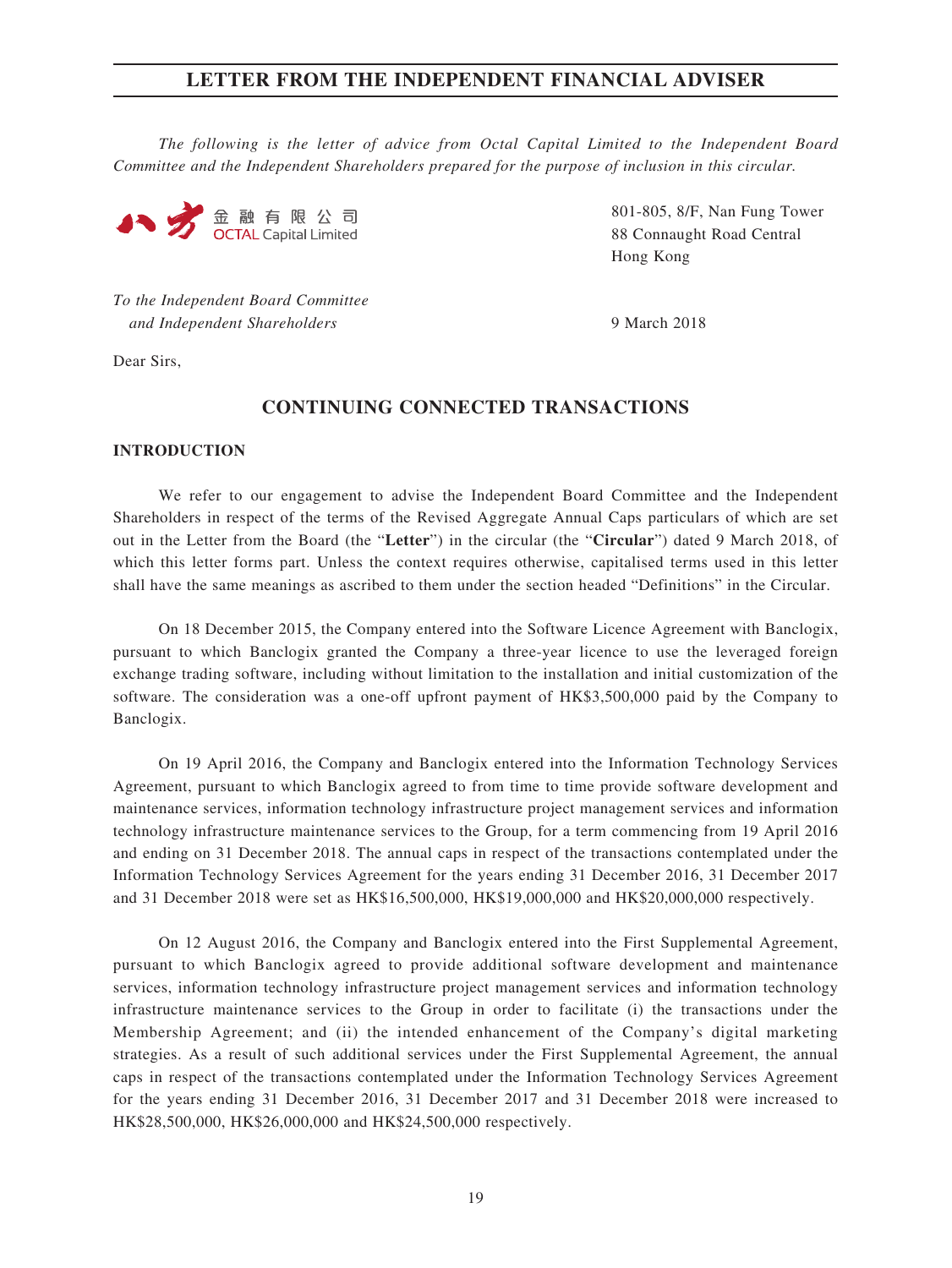# LETTER FROM THE INDEPENDENT FINANCIAL ADVISER

*The following is the letter of advice from Octal Capital Limited to the Independent Board Committee and the Independent Shareholders prepared for the purpose of inclusion in this circular.*

八方金融有限公司
OCTAL Capital Limited

801-805, 8/F, Nan Fung Tower
88 Connaught Road Central
Hong Kong

*To the Independent Board Committee*
*and Independent Shareholders*

9 March 2018

Dear Sirs,

## CONTINUING CONNECTED TRANSACTIONS

### INTRODUCTION

We refer to our engagement to advise the Independent Board Committee and the Independent Shareholders in respect of the terms of the Revised Aggregate Annual Caps particulars of which are set out in the Letter from the Board (the "**Letter**") in the circular (the "**Circular**") dated 9 March 2018, of which this letter forms part. Unless the context requires otherwise, capitalised terms used in this letter shall have the same meanings as ascribed to them under the section headed "Definitions" in the Circular.

On 18 December 2015, the Company entered into the Software Licence Agreement with Banclogix, pursuant to which Banclogix granted the Company a three-year licence to use the leveraged foreign exchange trading software, including without limitation to the installation and initial customization of the software. The consideration was a one-off upfront payment of HK$3,500,000 paid by the Company to Banclogix.

On 19 April 2016, the Company and Banclogix entered into the Information Technology Services Agreement, pursuant to which Banclogix agreed to from time to time provide software development and maintenance services, information technology infrastructure project management services and information technology infrastructure maintenance services to the Group, for a term commencing from 19 April 2016 and ending on 31 December 2018. The annual caps in respect of the transactions contemplated under the Information Technology Services Agreement for the years ending 31 December 2016, 31 December 2017 and 31 December 2018 were set as HK$16,500,000, HK$19,000,000 and HK$20,000,000 respectively.

On 12 August 2016, the Company and Banclogix entered into the First Supplemental Agreement, pursuant to which Banclogix agreed to provide additional software development and maintenance services, information technology infrastructure project management services and information technology infrastructure maintenance services to the Group in order to facilitate (i) the transactions under the Membership Agreement; and (ii) the intended enhancement of the Company's digital marketing strategies. As a result of such additional services under the First Supplemental Agreement, the annual caps in respect of the transactions contemplated under the Information Technology Services Agreement for the years ending 31 December 2016, 31 December 2017 and 31 December 2018 were increased to HK$28,500,000, HK$26,000,000 and HK$24,500,000 respectively.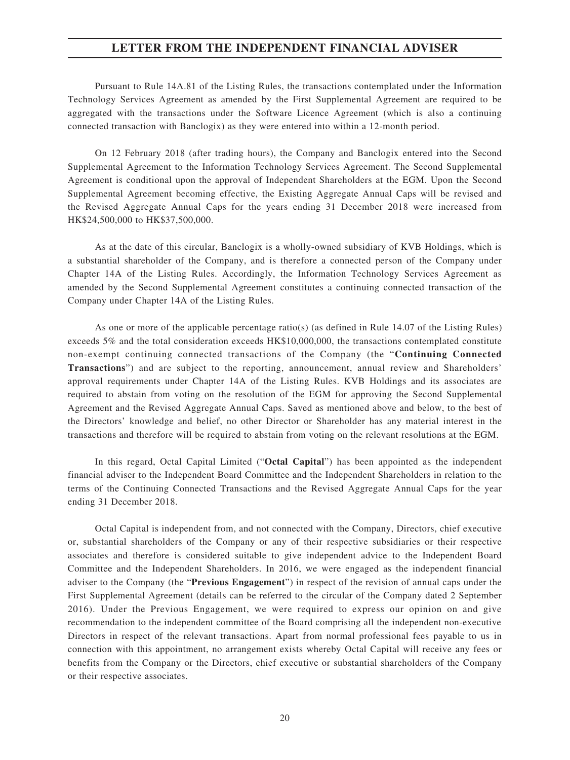Pursuant to Rule 14A.81 of the Listing Rules, the transactions contemplated under the Information Technology Services Agreement as amended by the First Supplemental Agreement are required to be aggregated with the transactions under the Software Licence Agreement (which is also a continuing connected transaction with Banclogix) as they were entered into within a 12-month period.

On 12 February 2018 (after trading hours), the Company and Banclogix entered into the Second Supplemental Agreement to the Information Technology Services Agreement. The Second Supplemental Agreement is conditional upon the approval of Independent Shareholders at the EGM. Upon the Second Supplemental Agreement becoming effective, the Existing Aggregate Annual Caps will be revised and the Revised Aggregate Annual Caps for the years ending 31 December 2018 were increased from HK$24,500,000 to HK$37,500,000.

As at the date of this circular, Banclogix is a wholly-owned subsidiary of KVB Holdings, which is a substantial shareholder of the Company, and is therefore a connected person of the Company under Chapter 14A of the Listing Rules. Accordingly, the Information Technology Services Agreement as amended by the Second Supplemental Agreement constitutes a continuing connected transaction of the Company under Chapter 14A of the Listing Rules.

As one or more of the applicable percentage ratio(s) (as defined in Rule 14.07 of the Listing Rules) exceeds 5% and the total consideration exceeds HK$10,000,000, the transactions contemplated constitute non-exempt continuing connected transactions of the Company (the "**Continuing Connected Transactions**") and are subject to the reporting, announcement, annual review and Shareholders' approval requirements under Chapter 14A of the Listing Rules. KVB Holdings and its associates are required to abstain from voting on the resolution of the EGM for approving the Second Supplemental Agreement and the Revised Aggregate Annual Caps. Saved as mentioned above and below, to the best of the Directors' knowledge and belief, no other Director or Shareholder has any material interest in the transactions and therefore will be required to abstain from voting on the relevant resolutions at the EGM.

In this regard, Octal Capital Limited ("**Octal Capital**") has been appointed as the independent financial adviser to the Independent Board Committee and the Independent Shareholders in relation to the terms of the Continuing Connected Transactions and the Revised Aggregate Annual Caps for the year ending 31 December 2018.

Octal Capital is independent from, and not connected with the Company, Directors, chief executive or, substantial shareholders of the Company or any of their respective subsidiaries or their respective associates and therefore is considered suitable to give independent advice to the Independent Board Committee and the Independent Shareholders. In 2016, we were engaged as the independent financial adviser to the Company (the "**Previous Engagement**") in respect of the revision of annual caps under the First Supplemental Agreement (details can be referred to the circular of the Company dated 2 September 2016). Under the Previous Engagement, we were required to express our opinion on and give recommendation to the independent committee of the Board comprising all the independent non-executive Directors in respect of the relevant transactions. Apart from normal professional fees payable to us in connection with this appointment, no arrangement exists whereby Octal Capital will receive any fees or benefits from the Company or the Directors, chief executive or substantial shareholders of the Company or their respective associates.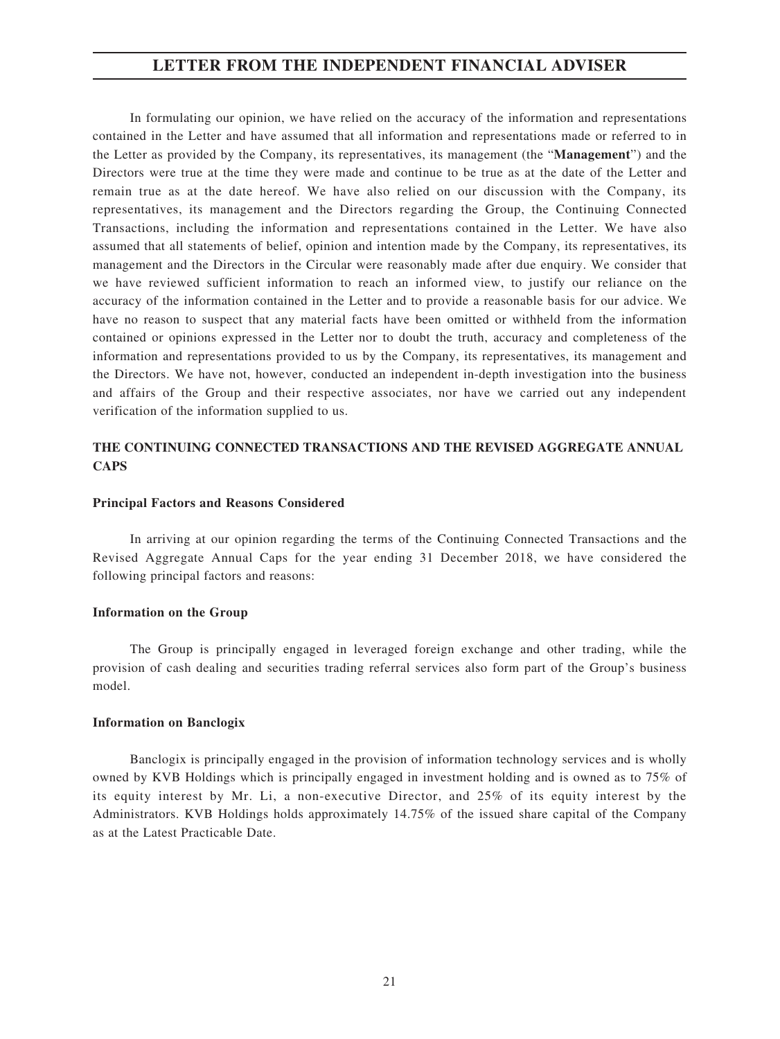In formulating our opinion, we have relied on the accuracy of the information and representations contained in the Letter and have assumed that all information and representations made or referred to in the Letter as provided by the Company, its representatives, its management (the "**Management**") and the Directors were true at the time they were made and continue to be true as at the date of the Letter and remain true as at the date hereof. We have also relied on our discussion with the Company, its representatives, its management and the Directors regarding the Group, the Continuing Connected Transactions, including the information and representations contained in the Letter. We have also assumed that all statements of belief, opinion and intention made by the Company, its representatives, its management and the Directors in the Circular were reasonably made after due enquiry. We consider that we have reviewed sufficient information to reach an informed view, to justify our reliance on the accuracy of the information contained in the Letter and to provide a reasonable basis for our advice. We have no reason to suspect that any material facts have been omitted or withheld from the information contained or opinions expressed in the Letter nor to doubt the truth, accuracy and completeness of the information and representations provided to us by the Company, its representatives, its management and the Directors. We have not, however, conducted an independent in-depth investigation into the business and affairs of the Group and their respective associates, nor have we carried out any independent verification of the information supplied to us.

## THE CONTINUING CONNECTED TRANSACTIONS AND THE REVISED AGGREGATE ANNUAL CAPS

### Principal Factors and Reasons Considered

In arriving at our opinion regarding the terms of the Continuing Connected Transactions and the Revised Aggregate Annual Caps for the year ending 31 December 2018, we have considered the following principal factors and reasons:

### Information on the Group

The Group is principally engaged in leveraged foreign exchange and other trading, while the provision of cash dealing and securities trading referral services also form part of the Group's business model.

### Information on Banclogix

Banclogix is principally engaged in the provision of information technology services and is wholly owned by KVB Holdings which is principally engaged in investment holding and is owned as to 75% of its equity interest by Mr. Li, a non-executive Director, and 25% of its equity interest by the Administrators. KVB Holdings holds approximately 14.75% of the issued share capital of the Company as at the Latest Practicable Date.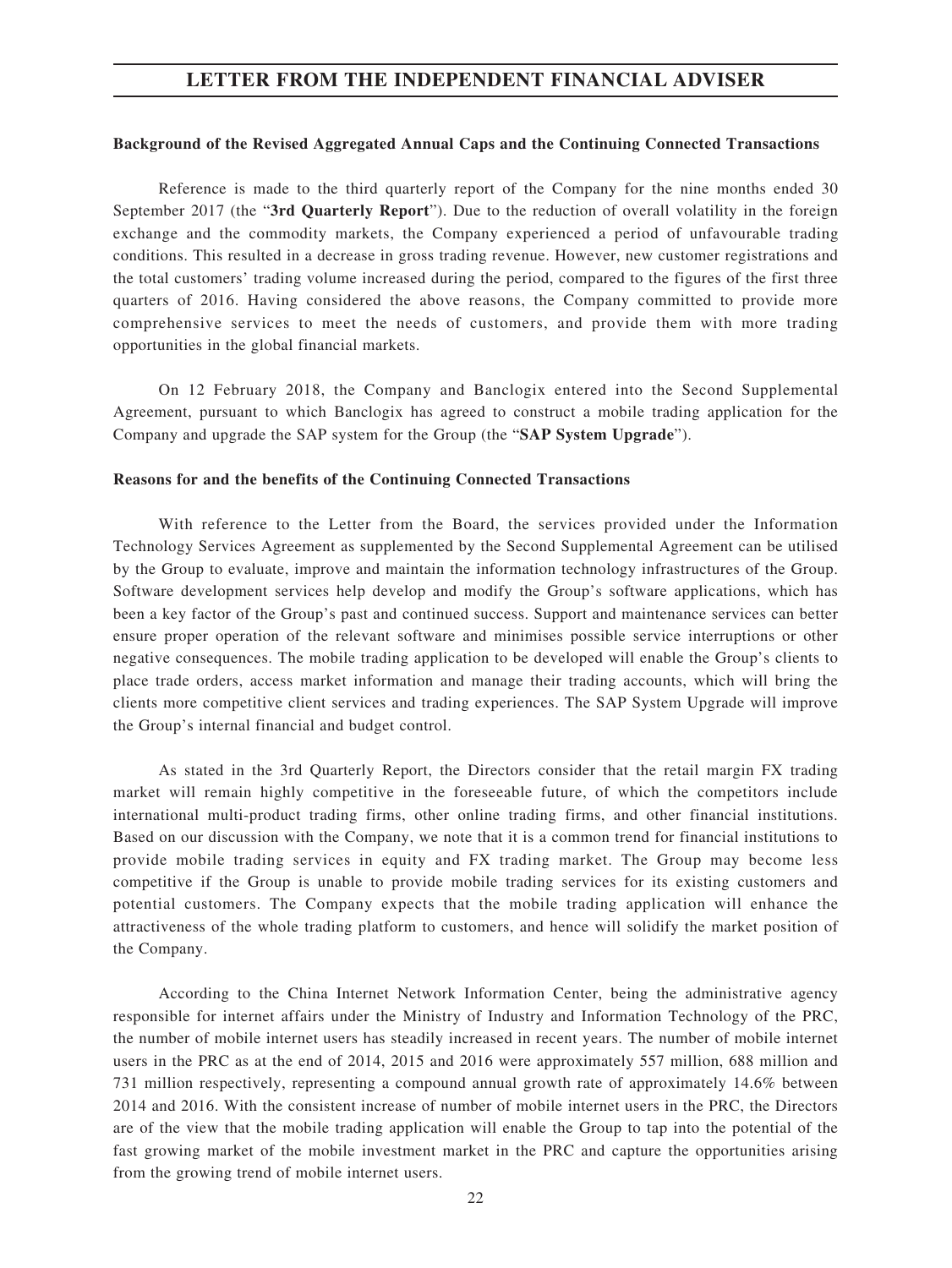**Background of the Revised Aggregated Annual Caps and the Continuing Connected Transactions**

Reference is made to the third quarterly report of the Company for the nine months ended 30 September 2017 (the "**3rd Quarterly Report**"). Due to the reduction of overall volatility in the foreign exchange and the commodity markets, the Company experienced a period of unfavourable trading conditions. This resulted in a decrease in gross trading revenue. However, new customer registrations and the total customers' trading volume increased during the period, compared to the figures of the first three quarters of 2016. Having considered the above reasons, the Company committed to provide more comprehensive services to meet the needs of customers, and provide them with more trading opportunities in the global financial markets.

On 12 February 2018, the Company and Banclogix entered into the Second Supplemental Agreement, pursuant to which Banclogix has agreed to construct a mobile trading application for the Company and upgrade the SAP system for the Group (the "**SAP System Upgrade**").

**Reasons for and the benefits of the Continuing Connected Transactions**

With reference to the Letter from the Board, the services provided under the Information Technology Services Agreement as supplemented by the Second Supplemental Agreement can be utilised by the Group to evaluate, improve and maintain the information technology infrastructures of the Group. Software development services help develop and modify the Group's software applications, which has been a key factor of the Group's past and continued success. Support and maintenance services can better ensure proper operation of the relevant software and minimises possible service interruptions or other negative consequences. The mobile trading application to be developed will enable the Group's clients to place trade orders, access market information and manage their trading accounts, which will bring the clients more competitive client services and trading experiences. The SAP System Upgrade will improve the Group's internal financial and budget control.

As stated in the 3rd Quarterly Report, the Directors consider that the retail margin FX trading market will remain highly competitive in the foreseeable future, of which the competitors include international multi-product trading firms, other online trading firms, and other financial institutions. Based on our discussion with the Company, we note that it is a common trend for financial institutions to provide mobile trading services in equity and FX trading market. The Group may become less competitive if the Group is unable to provide mobile trading services for its existing customers and potential customers. The Company expects that the mobile trading application will enhance the attractiveness of the whole trading platform to customers, and hence will solidify the market position of the Company.

According to the China Internet Network Information Center, being the administrative agency responsible for internet affairs under the Ministry of Industry and Information Technology of the PRC, the number of mobile internet users has steadily increased in recent years. The number of mobile internet users in the PRC as at the end of 2014, 2015 and 2016 were approximately 557 million, 688 million and 731 million respectively, representing a compound annual growth rate of approximately 14.6% between 2014 and 2016. With the consistent increase of number of mobile internet users in the PRC, the Directors are of the view that the mobile trading application will enable the Group to tap into the potential of the fast growing market of the mobile investment market in the PRC and capture the opportunities arising from the growing trend of mobile internet users.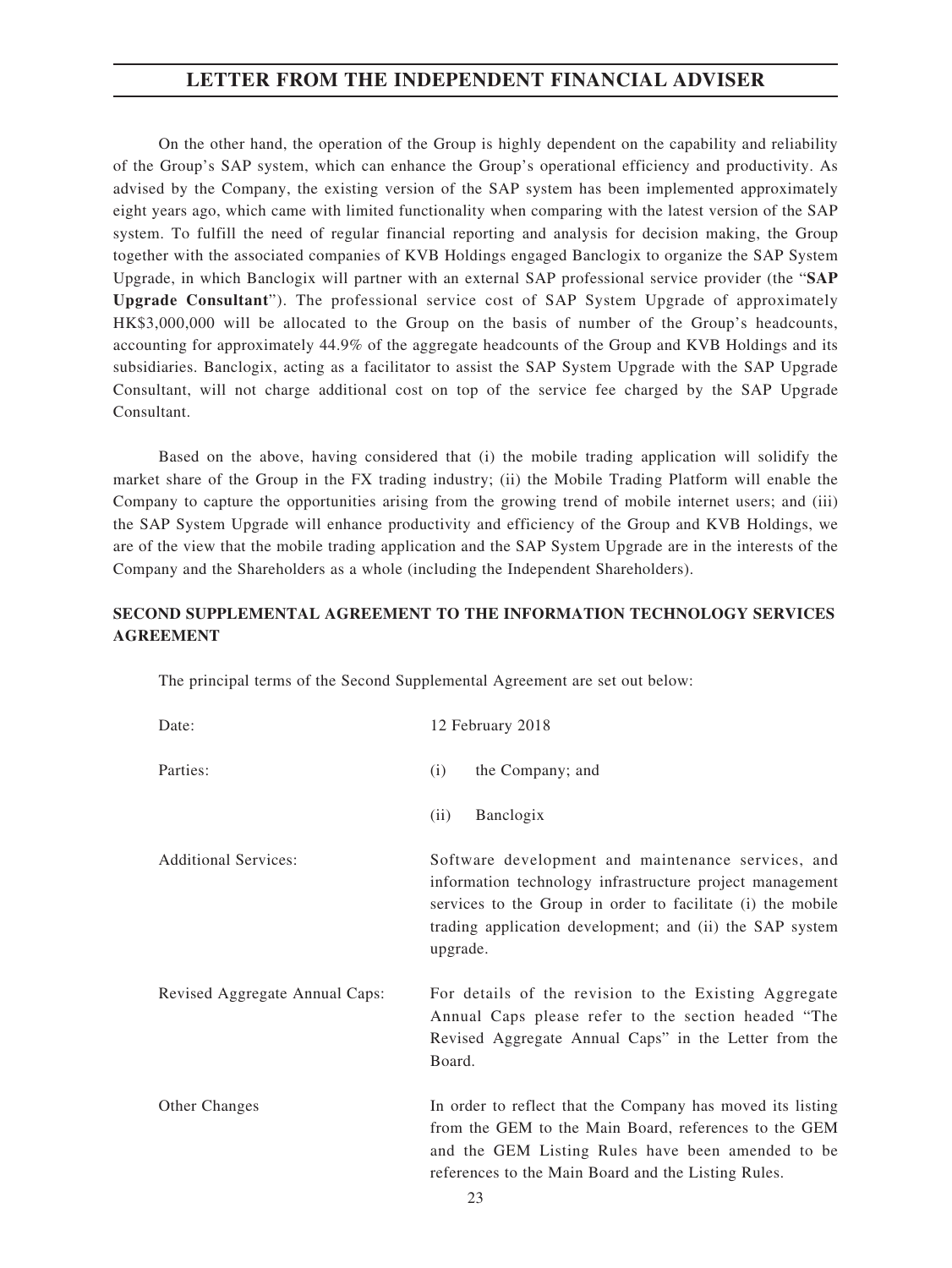On the other hand, the operation of the Group is highly dependent on the capability and reliability of the Group's SAP system, which can enhance the Group's operational efficiency and productivity. As advised by the Company, the existing version of the SAP system has been implemented approximately eight years ago, which came with limited functionality when comparing with the latest version of the SAP system. To fulfill the need of regular financial reporting and analysis for decision making, the Group together with the associated companies of KVB Holdings engaged Banclogix to organize the SAP System Upgrade, in which Banclogix will partner with an external SAP professional service provider (the "**SAP Upgrade Consultant**"). The professional service cost of SAP System Upgrade of approximately HK$3,000,000 will be allocated to the Group on the basis of number of the Group's headcounts, accounting for approximately 44.9% of the aggregate headcounts of the Group and KVB Holdings and its subsidiaries. Banclogix, acting as a facilitator to assist the SAP System Upgrade with the SAP Upgrade Consultant, will not charge additional cost on top of the service fee charged by the SAP Upgrade Consultant.

Based on the above, having considered that (i) the mobile trading application will solidify the market share of the Group in the FX trading industry; (ii) the Mobile Trading Platform will enable the Company to capture the opportunities arising from the growing trend of mobile internet users; and (iii) the SAP System Upgrade will enhance productivity and efficiency of the Group and KVB Holdings, we are of the view that the mobile trading application and the SAP System Upgrade are in the interests of the Company and the Shareholders as a whole (including the Independent Shareholders).

**SECOND SUPPLEMENTAL AGREEMENT TO THE INFORMATION TECHNOLOGY SERVICES AGREEMENT**

The principal terms of the Second Supplemental Agreement are set out below:

| | |
|---|---|
| Date: | 12 February 2018 |
| Parties: | (i) the Company; and<br>(ii) Banclogix |
| Additional Services: | Software development and maintenance services, and information technology infrastructure project management services to the Group in order to facilitate (i) the mobile trading application development; and (ii) the SAP system upgrade. |
| Revised Aggregate Annual Caps: | For details of the revision to the Existing Aggregate Annual Caps please refer to the section headed "The Revised Aggregate Annual Caps" in the Letter from the Board. |
| Other Changes | In order to reflect that the Company has moved its listing from the GEM to the Main Board, references to the GEM and the GEM Listing Rules have been amended to be references to the Main Board and the Listing Rules. |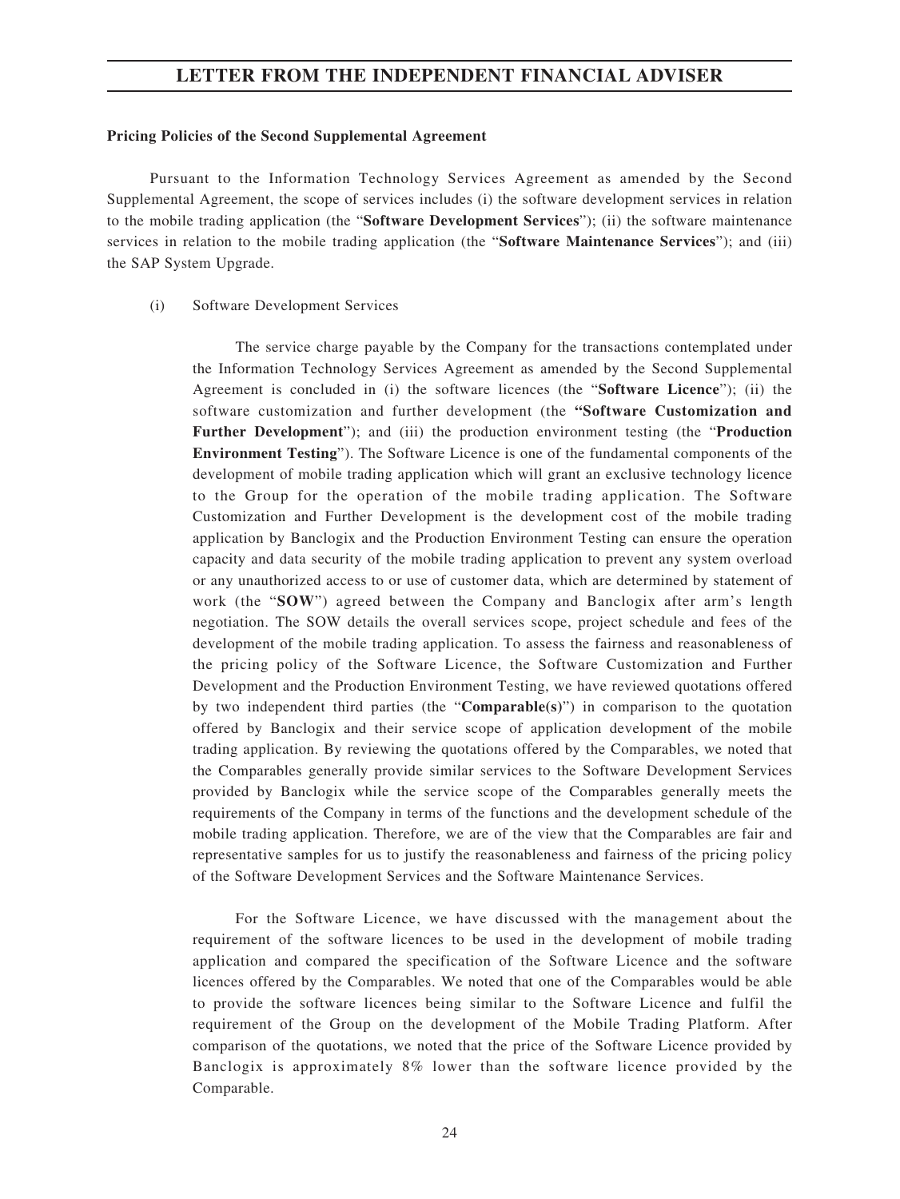**Pricing Policies of the Second Supplemental Agreement**

Pursuant to the Information Technology Services Agreement as amended by the Second Supplemental Agreement, the scope of services includes (i) the software development services in relation to the mobile trading application (the "**Software Development Services**"); (ii) the software maintenance services in relation to the mobile trading application (the "**Software Maintenance Services**"); and (iii) the SAP System Upgrade.

(i) Software Development Services

The service charge payable by the Company for the transactions contemplated under the Information Technology Services Agreement as amended by the Second Supplemental Agreement is concluded in (i) the software licences (the "**Software Licence**"); (ii) the software customization and further development (the **"Software Customization and Further Development**"); and (iii) the production environment testing (the "**Production Environment Testing**"). The Software Licence is one of the fundamental components of the development of mobile trading application which will grant an exclusive technology licence to the Group for the operation of the mobile trading application. The Software Customization and Further Development is the development cost of the mobile trading application by Banclogix and the Production Environment Testing can ensure the operation capacity and data security of the mobile trading application to prevent any system overload or any unauthorized access to or use of customer data, which are determined by statement of work (the "**SOW**") agreed between the Company and Banclogix after arm's length negotiation. The SOW details the overall services scope, project schedule and fees of the development of the mobile trading application. To assess the fairness and reasonableness of the pricing policy of the Software Licence, the Software Customization and Further Development and the Production Environment Testing, we have reviewed quotations offered by two independent third parties (the "**Comparable(s)**") in comparison to the quotation offered by Banclogix and their service scope of application development of the mobile trading application. By reviewing the quotations offered by the Comparables, we noted that the Comparables generally provide similar services to the Software Development Services provided by Banclogix while the service scope of the Comparables generally meets the requirements of the Company in terms of the functions and the development schedule of the mobile trading application. Therefore, we are of the view that the Comparables are fair and representative samples for us to justify the reasonableness and fairness of the pricing policy of the Software Development Services and the Software Maintenance Services.

For the Software Licence, we have discussed with the management about the requirement of the software licences to be used in the development of mobile trading application and compared the specification of the Software Licence and the software licences offered by the Comparables. We noted that one of the Comparables would be able to provide the software licences being similar to the Software Licence and fulfil the requirement of the Group on the development of the Mobile Trading Platform. After comparison of the quotations, we noted that the price of the Software Licence provided by Banclogix is approximately 8% lower than the software licence provided by the Comparable.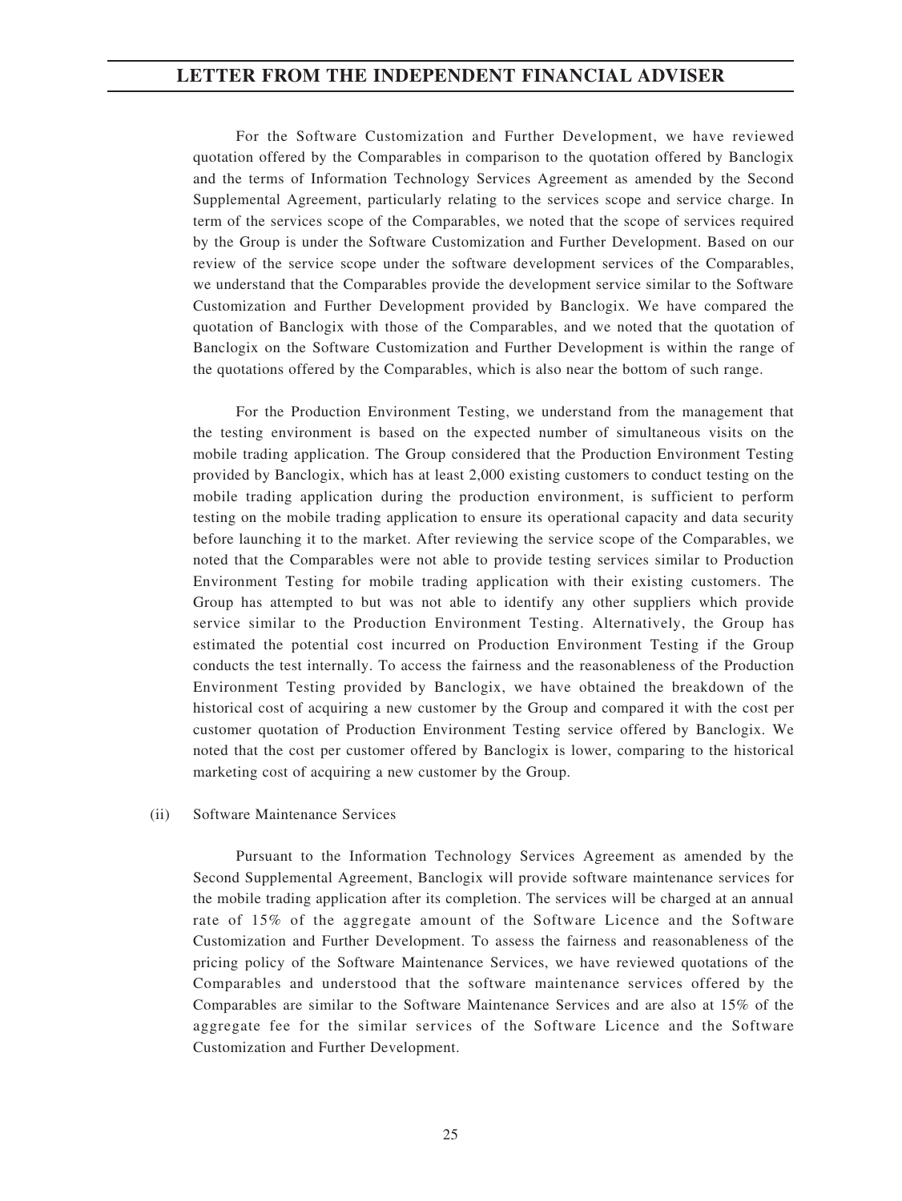For the Software Customization and Further Development, we have reviewed quotation offered by the Comparables in comparison to the quotation offered by Banclogix and the terms of Information Technology Services Agreement as amended by the Second Supplemental Agreement, particularly relating to the services scope and service charge. In term of the services scope of the Comparables, we noted that the scope of services required by the Group is under the Software Customization and Further Development. Based on our review of the service scope under the software development services of the Comparables, we understand that the Comparables provide the development service similar to the Software Customization and Further Development provided by Banclogix. We have compared the quotation of Banclogix with those of the Comparables, and we noted that the quotation of Banclogix on the Software Customization and Further Development is within the range of the quotations offered by the Comparables, which is also near the bottom of such range.

For the Production Environment Testing, we understand from the management that the testing environment is based on the expected number of simultaneous visits on the mobile trading application. The Group considered that the Production Environment Testing provided by Banclogix, which has at least 2,000 existing customers to conduct testing on the mobile trading application during the production environment, is sufficient to perform testing on the mobile trading application to ensure its operational capacity and data security before launching it to the market. After reviewing the service scope of the Comparables, we noted that the Comparables were not able to provide testing services similar to Production Environment Testing for mobile trading application with their existing customers. The Group has attempted to but was not able to identify any other suppliers which provide service similar to the Production Environment Testing. Alternatively, the Group has estimated the potential cost incurred on Production Environment Testing if the Group conducts the test internally. To access the fairness and the reasonableness of the Production Environment Testing provided by Banclogix, we have obtained the breakdown of the historical cost of acquiring a new customer by the Group and compared it with the cost per customer quotation of Production Environment Testing service offered by Banclogix. We noted that the cost per customer offered by Banclogix is lower, comparing to the historical marketing cost of acquiring a new customer by the Group.

(ii) Software Maintenance Services

Pursuant to the Information Technology Services Agreement as amended by the Second Supplemental Agreement, Banclogix will provide software maintenance services for the mobile trading application after its completion. The services will be charged at an annual rate of 15% of the aggregate amount of the Software Licence and the Software Customization and Further Development. To assess the fairness and reasonableness of the pricing policy of the Software Maintenance Services, we have reviewed quotations of the Comparables and understood that the software maintenance services offered by the Comparables are similar to the Software Maintenance Services and are also at 15% of the aggregate fee for the similar services of the Software Licence and the Software Customization and Further Development.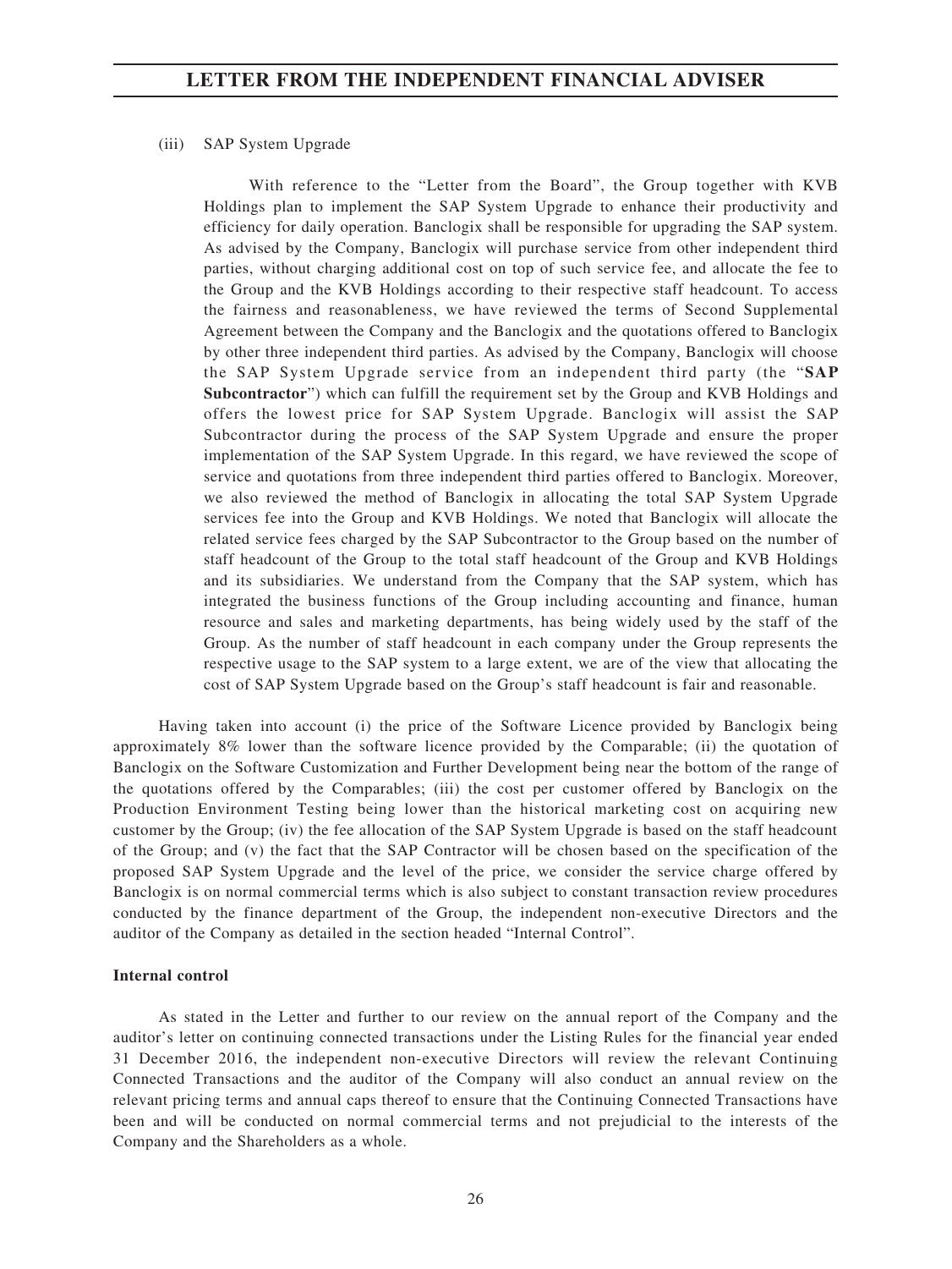(iii) SAP System Upgrade

With reference to the "Letter from the Board", the Group together with KVB Holdings plan to implement the SAP System Upgrade to enhance their productivity and efficiency for daily operation. Banclogix shall be responsible for upgrading the SAP system. As advised by the Company, Banclogix will purchase service from other independent third parties, without charging additional cost on top of such service fee, and allocate the fee to the Group and the KVB Holdings according to their respective staff headcount. To access the fairness and reasonableness, we have reviewed the terms of Second Supplemental Agreement between the Company and the Banclogix and the quotations offered to Banclogix by other three independent third parties. As advised by the Company, Banclogix will choose the SAP System Upgrade service from an independent third party (the "**SAP Subcontractor**") which can fulfill the requirement set by the Group and KVB Holdings and offers the lowest price for SAP System Upgrade. Banclogix will assist the SAP Subcontractor during the process of the SAP System Upgrade and ensure the proper implementation of the SAP System Upgrade. In this regard, we have reviewed the scope of service and quotations from three independent third parties offered to Banclogix. Moreover, we also reviewed the method of Banclogix in allocating the total SAP System Upgrade services fee into the Group and KVB Holdings. We noted that Banclogix will allocate the related service fees charged by the SAP Subcontractor to the Group based on the number of staff headcount of the Group to the total staff headcount of the Group and KVB Holdings and its subsidiaries. We understand from the Company that the SAP system, which has integrated the business functions of the Group including accounting and finance, human resource and sales and marketing departments, has being widely used by the staff of the Group. As the number of staff headcount in each company under the Group represents the respective usage to the SAP system to a large extent, we are of the view that allocating the cost of SAP System Upgrade based on the Group's staff headcount is fair and reasonable.

Having taken into account (i) the price of the Software Licence provided by Banclogix being approximately 8% lower than the software licence provided by the Comparable; (ii) the quotation of Banclogix on the Software Customization and Further Development being near the bottom of the range of the quotations offered by the Comparables; (iii) the cost per customer offered by Banclogix on the Production Environment Testing being lower than the historical marketing cost on acquiring new customer by the Group; (iv) the fee allocation of the SAP System Upgrade is based on the staff headcount of the Group; and (v) the fact that the SAP Contractor will be chosen based on the specification of the proposed SAP System Upgrade and the level of the price, we consider the service charge offered by Banclogix is on normal commercial terms which is also subject to constant transaction review procedures conducted by the finance department of the Group, the independent non-executive Directors and the auditor of the Company as detailed in the section headed "Internal Control".

**Internal control**

As stated in the Letter and further to our review on the annual report of the Company and the auditor's letter on continuing connected transactions under the Listing Rules for the financial year ended 31 December 2016, the independent non-executive Directors will review the relevant Continuing Connected Transactions and the auditor of the Company will also conduct an annual review on the relevant pricing terms and annual caps thereof to ensure that the Continuing Connected Transactions have been and will be conducted on normal commercial terms and not prejudicial to the interests of the Company and the Shareholders as a whole.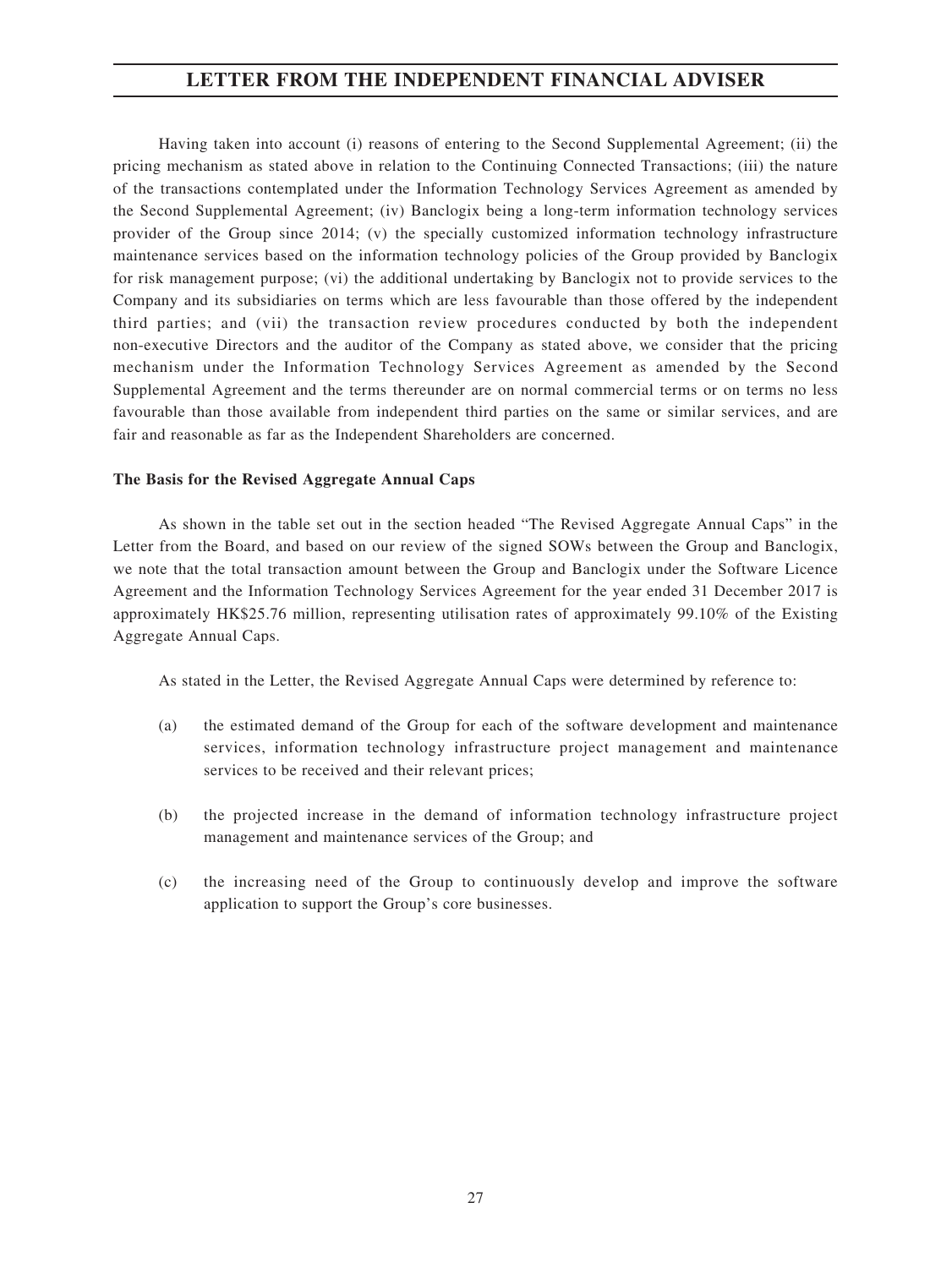Having taken into account (i) reasons of entering to the Second Supplemental Agreement; (ii) the pricing mechanism as stated above in relation to the Continuing Connected Transactions; (iii) the nature of the transactions contemplated under the Information Technology Services Agreement as amended by the Second Supplemental Agreement; (iv) Banclogix being a long-term information technology services provider of the Group since 2014; (v) the specially customized information technology infrastructure maintenance services based on the information technology policies of the Group provided by Banclogix for risk management purpose; (vi) the additional undertaking by Banclogix not to provide services to the Company and its subsidiaries on terms which are less favourable than those offered by the independent third parties; and (vii) the transaction review procedures conducted by both the independent non-executive Directors and the auditor of the Company as stated above, we consider that the pricing mechanism under the Information Technology Services Agreement as amended by the Second Supplemental Agreement and the terms thereunder are on normal commercial terms or on terms no less favourable than those available from independent third parties on the same or similar services, and are fair and reasonable as far as the Independent Shareholders are concerned.

**The Basis for the Revised Aggregate Annual Caps**

As shown in the table set out in the section headed "The Revised Aggregate Annual Caps" in the Letter from the Board, and based on our review of the signed SOWs between the Group and Banclogix, we note that the total transaction amount between the Group and Banclogix under the Software Licence Agreement and the Information Technology Services Agreement for the year ended 31 December 2017 is approximately HK$25.76 million, representing utilisation rates of approximately 99.10% of the Existing Aggregate Annual Caps.

As stated in the Letter, the Revised Aggregate Annual Caps were determined by reference to:

(a) the estimated demand of the Group for each of the software development and maintenance services, information technology infrastructure project management and maintenance services to be received and their relevant prices;

(b) the projected increase in the demand of information technology infrastructure project management and maintenance services of the Group; and

(c) the increasing need of the Group to continuously develop and improve the software application to support the Group's core businesses.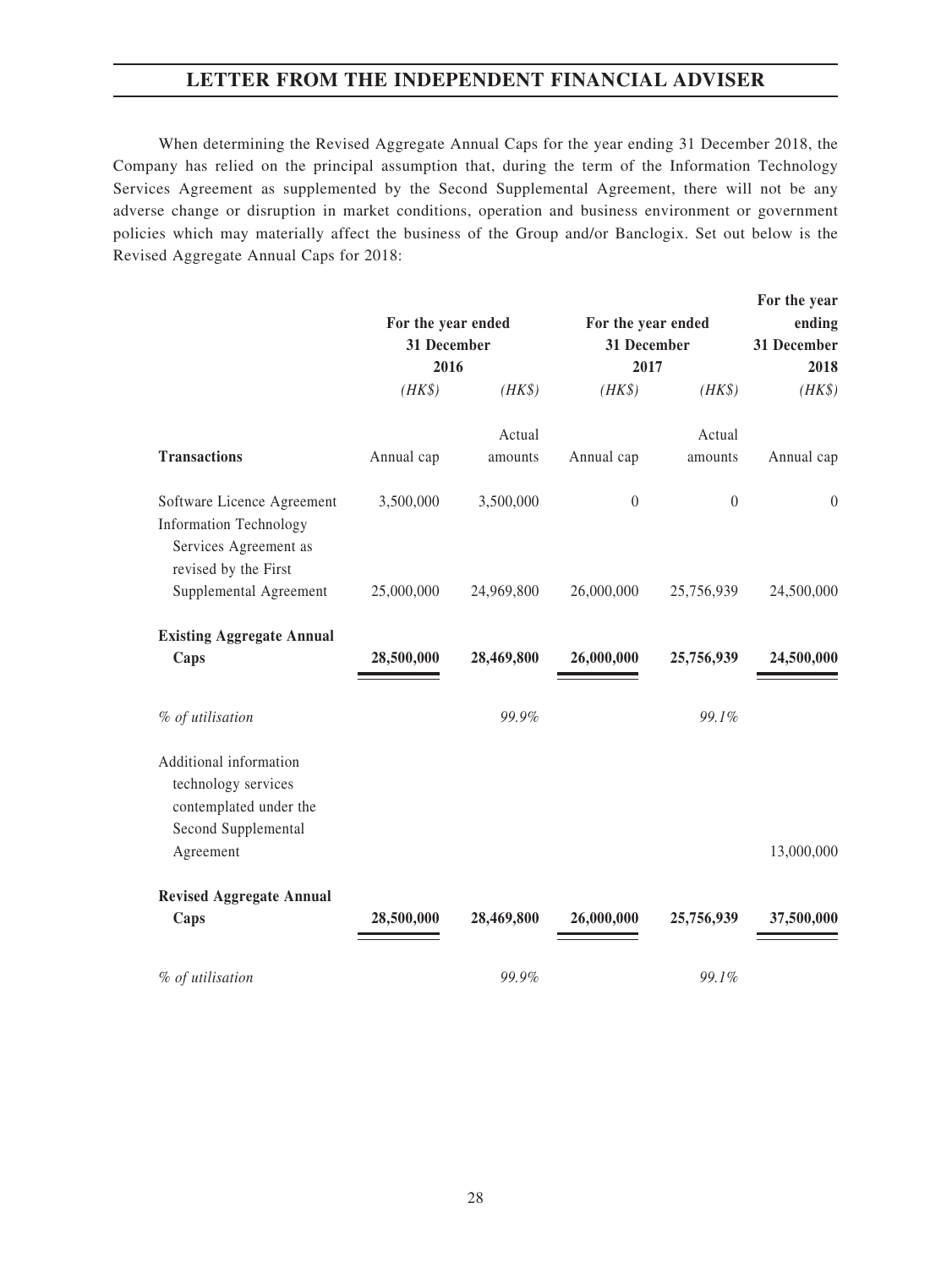## LETTER FROM THE INDEPENDENT FINANCIAL ADVISER

When determining the Revised Aggregate Annual Caps for the year ending 31 December 2018, the Company has relied on the principal assumption that, during the term of the Information Technology Services Agreement as supplemented by the Second Supplemental Agreement, there will not be any adverse change or disruption in market conditions, operation and business environment or government policies which may materially affect the business of the Group and/or Banclogix. Set out below is the Revised Aggregate Annual Caps for 2018:

| | For the year ended 31 December 2016 | | For the year ended 31 December 2017 | | For the year ending 31 December 2018 |
|---|---|---|---|---|---|
| | *(HK$)* | *(HK$)* | *(HK$)* | *(HK$)* | *(HK$)* |
| **Transactions** | Annual cap | Actual amounts | Annual cap | Actual amounts | Annual cap |
| Software Licence Agreement | 3,500,000 | 3,500,000 | 0 | 0 | 0 |
| Information Technology Services Agreement as revised by the First Supplemental Agreement | 25,000,000 | 24,969,800 | 26,000,000 | 25,756,939 | 24,500,000 |
| **Existing Aggregate Annual Caps** | **28,500,000** | **28,469,800** | **26,000,000** | **25,756,939** | **24,500,000** |
| *% of utilisation* | | *99.9%* | | *99.1%* | |
| Additional information technology services contemplated under the Second Supplemental Agreement | | | | | 13,000,000 |
| **Revised Aggregate Annual Caps** | **28,500,000** | **28,469,800** | **26,000,000** | **25,756,939** | **37,500,000** |
| *% of utilisation* | | *99.9%* | | *99.1%* | |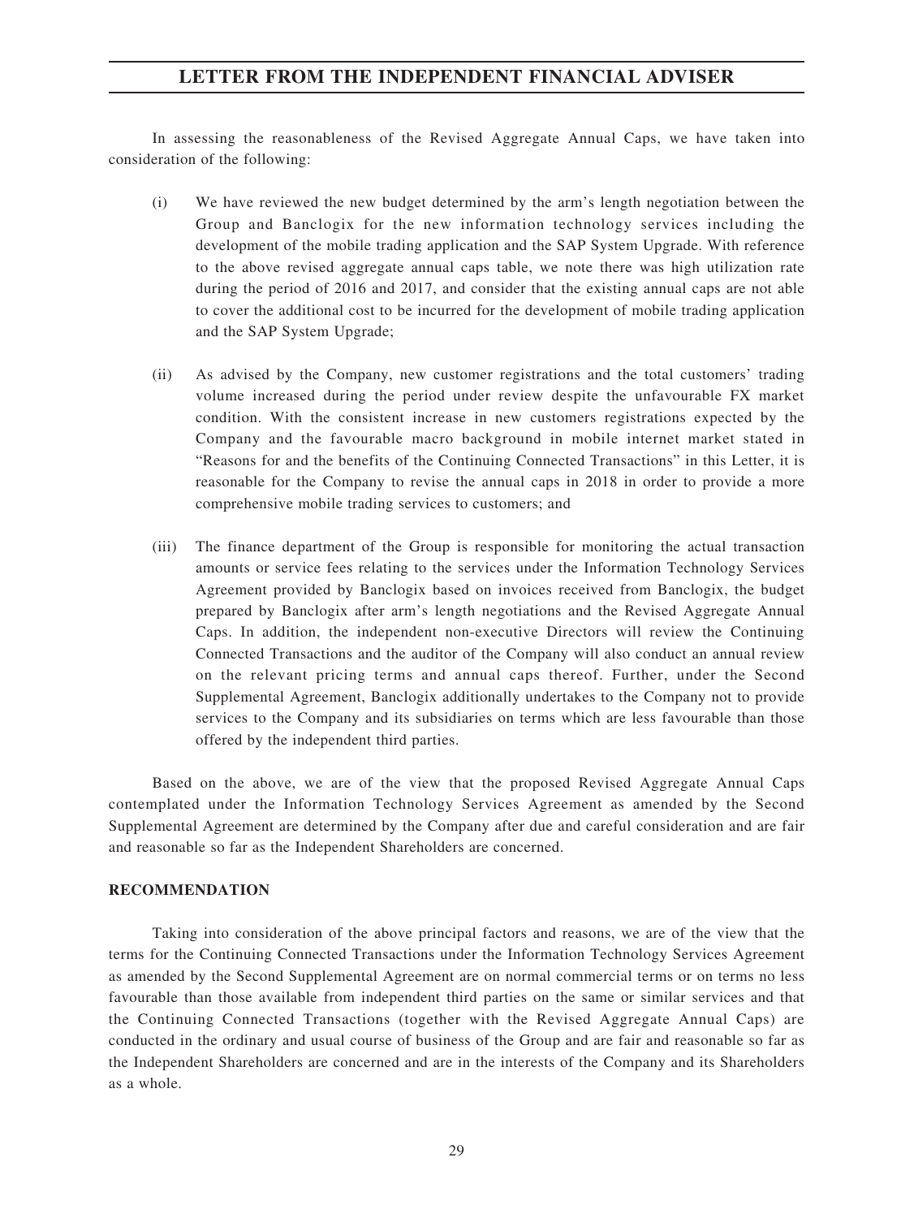In assessing the reasonableness of the Revised Aggregate Annual Caps, we have taken into consideration of the following:

(i) We have reviewed the new budget determined by the arm's length negotiation between the Group and Banclogix for the new information technology services including the development of the mobile trading application and the SAP System Upgrade. With reference to the above revised aggregate annual caps table, we note there was high utilization rate during the period of 2016 and 2017, and consider that the existing annual caps are not able to cover the additional cost to be incurred for the development of mobile trading application and the SAP System Upgrade;

(ii) As advised by the Company, new customer registrations and the total customers' trading volume increased during the period under review despite the unfavourable FX market condition. With the consistent increase in new customers registrations expected by the Company and the favourable macro background in mobile internet market stated in "Reasons for and the benefits of the Continuing Connected Transactions" in this Letter, it is reasonable for the Company to revise the annual caps in 2018 in order to provide a more comprehensive mobile trading services to customers; and

(iii) The finance department of the Group is responsible for monitoring the actual transaction amounts or service fees relating to the services under the Information Technology Services Agreement provided by Banclogix based on invoices received from Banclogix, the budget prepared by Banclogix after arm's length negotiations and the Revised Aggregate Annual Caps. In addition, the independent non-executive Directors will review the Continuing Connected Transactions and the auditor of the Company will also conduct an annual review on the relevant pricing terms and annual caps thereof. Further, under the Second Supplemental Agreement, Banclogix additionally undertakes to the Company not to provide services to the Company and its subsidiaries on terms which are less favourable than those offered by the independent third parties.

Based on the above, we are of the view that the proposed Revised Aggregate Annual Caps contemplated under the Information Technology Services Agreement as amended by the Second Supplemental Agreement are determined by the Company after due and careful consideration and are fair and reasonable so far as the Independent Shareholders are concerned.

**RECOMMENDATION**

Taking into consideration of the above principal factors and reasons, we are of the view that the terms for the Continuing Connected Transactions under the Information Technology Services Agreement as amended by the Second Supplemental Agreement are on normal commercial terms or on terms no less favourable than those available from independent third parties on the same or similar services and that the Continuing Connected Transactions (together with the Revised Aggregate Annual Caps) are conducted in the ordinary and usual course of business of the Group and are fair and reasonable so far as the Independent Shareholders are concerned and are in the interests of the Company and its Shareholders as a whole.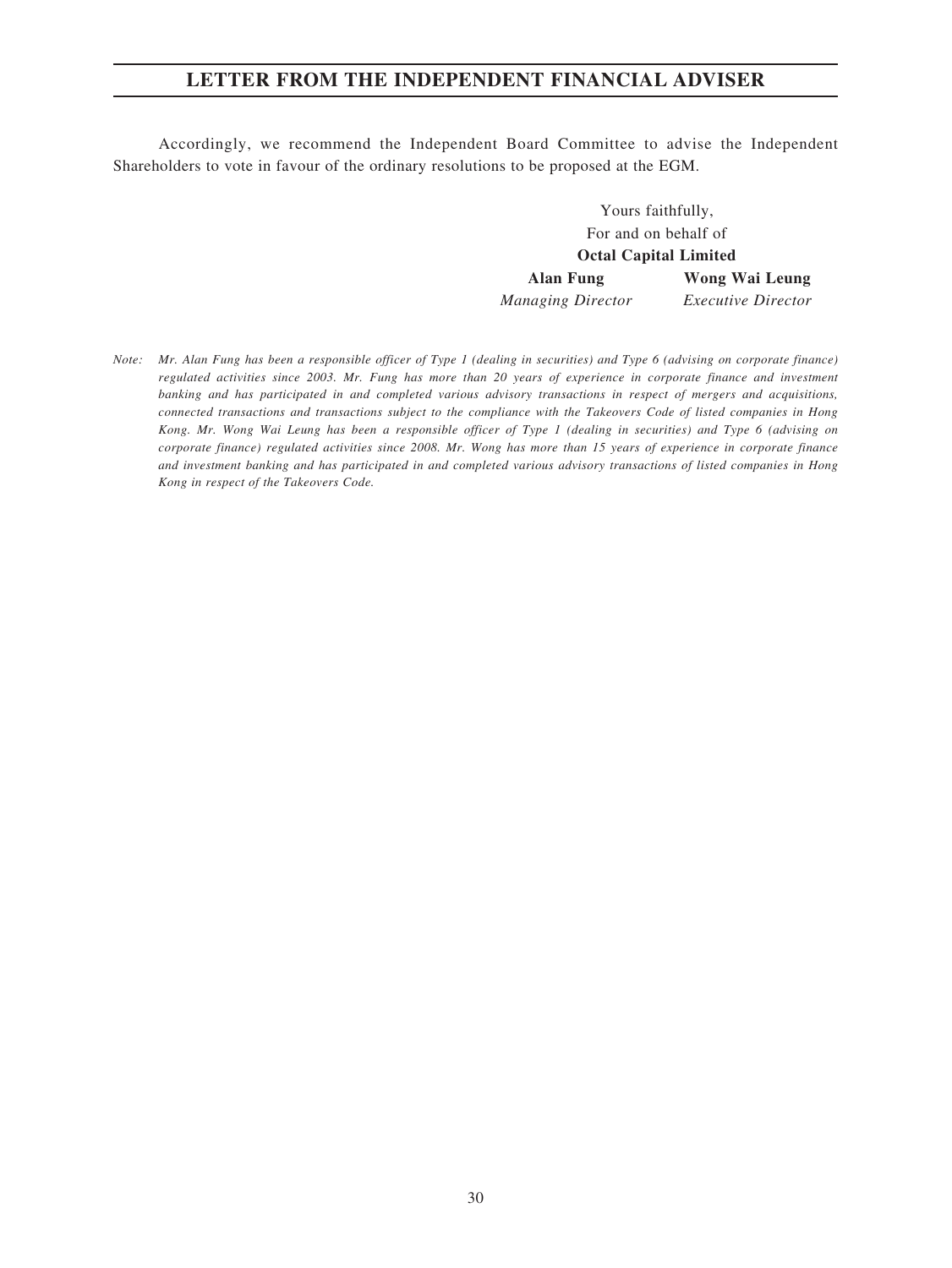Accordingly, we recommend the Independent Board Committee to advise the Independent Shareholders to vote in favour of the ordinary resolutions to be proposed at the EGM.

Yours faithfully,
For and on behalf of
**Octal Capital Limited**

**Alan Fung**
*Managing Director*

**Wong Wai Leung**
*Executive Director*

*Note: Mr. Alan Fung has been a responsible officer of Type 1 (dealing in securities) and Type 6 (advising on corporate finance) regulated activities since 2003. Mr. Fung has more than 20 years of experience in corporate finance and investment banking and has participated in and completed various advisory transactions in respect of mergers and acquisitions, connected transactions and transactions subject to the compliance with the Takeovers Code of listed companies in Hong Kong. Mr. Wong Wai Leung has been a responsible officer of Type 1 (dealing in securities) and Type 6 (advising on corporate finance) regulated activities since 2008. Mr. Wong has more than 15 years of experience in corporate finance and investment banking and has participated in and completed various advisory transactions of listed companies in Hong Kong in respect of the Takeovers Code.*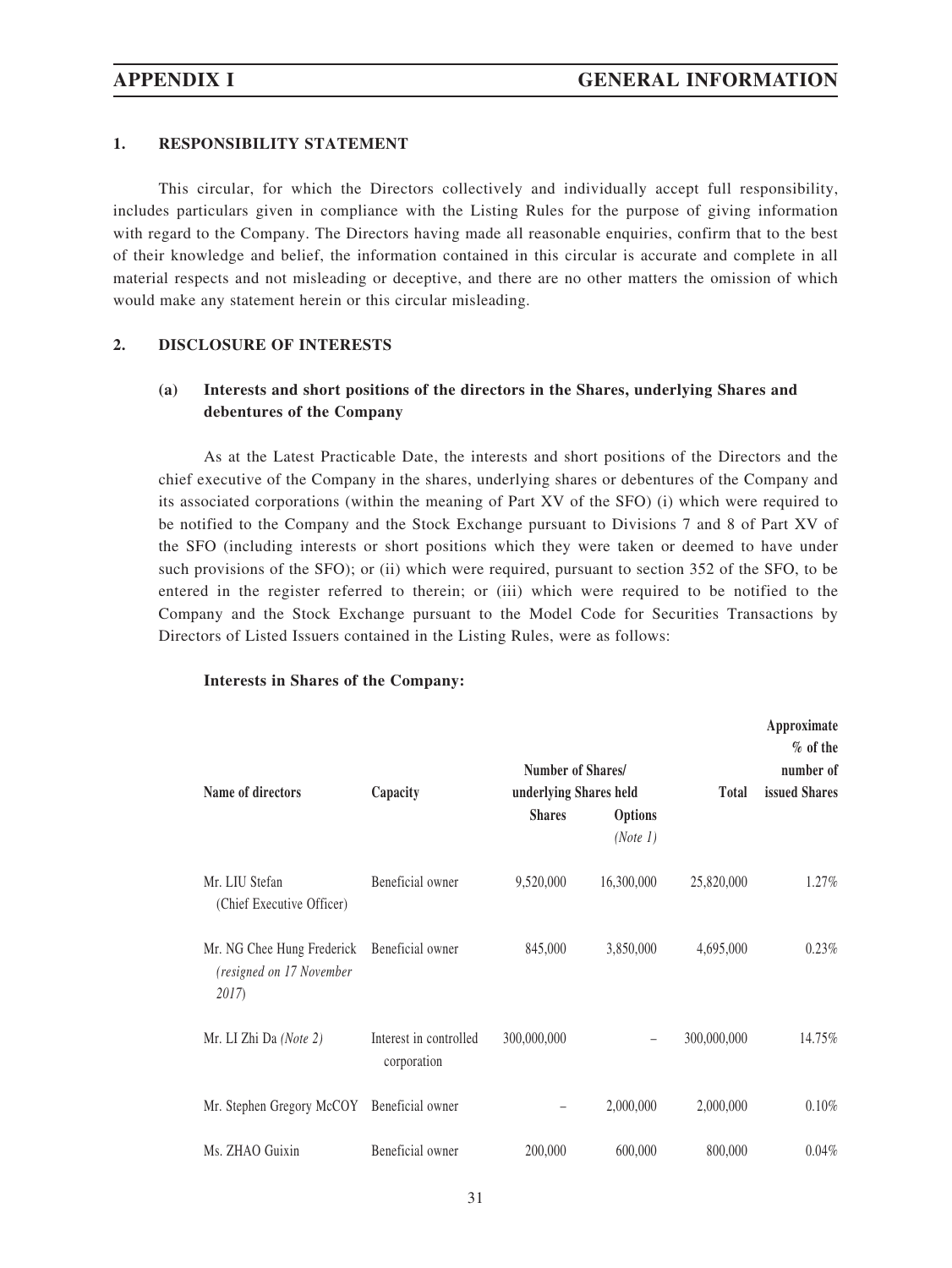## 1. RESPONSIBILITY STATEMENT

This circular, for which the Directors collectively and individually accept full responsibility, includes particulars given in compliance with the Listing Rules for the purpose of giving information with regard to the Company. The Directors having made all reasonable enquiries, confirm that to the best of their knowledge and belief, the information contained in this circular is accurate and complete in all material respects and not misleading or deceptive, and there are no other matters the omission of which would make any statement herein or this circular misleading.

## 2. DISCLOSURE OF INTERESTS

### (a) Interests and short positions of the directors in the Shares, underlying Shares and debentures of the Company

As at the Latest Practicable Date, the interests and short positions of the Directors and the chief executive of the Company in the shares, underlying shares or debentures of the Company and its associated corporations (within the meaning of Part XV of the SFO) (i) which were required to be notified to the Company and the Stock Exchange pursuant to Divisions 7 and 8 of Part XV of the SFO (including interests or short positions which they were taken or deemed to have under such provisions of the SFO); or (ii) which were required, pursuant to section 352 of the SFO, to be entered in the register referred to therein; or (iii) which were required to be notified to the Company and the Stock Exchange pursuant to the Model Code for Securities Transactions by Directors of Listed Issuers contained in the Listing Rules, were as follows:

**Interests in Shares of the Company:**

| Name of directors | Capacity | Number of Shares/ underlying Shares held | | Total | Approximate % of the number of issued Shares |
|---|---|---|---|---|---|
| | | Shares | Options *(Note 1)* | | |
| Mr. LIU Stefan (Chief Executive Officer) | Beneficial owner | 9,520,000 | 16,300,000 | 25,820,000 | 1.27% |
| Mr. NG Chee Hung Frederick *(resigned on 17 November 2017)* | Beneficial owner | 845,000 | 3,850,000 | 4,695,000 | 0.23% |
| Mr. LI Zhi Da *(Note 2)* | Interest in controlled corporation | 300,000,000 | – | 300,000,000 | 14.75% |
| Mr. Stephen Gregory McCOY | Beneficial owner | – | 2,000,000 | 2,000,000 | 0.10% |
| Ms. ZHAO Guixin | Beneficial owner | 200,000 | 600,000 | 800,000 | 0.04% |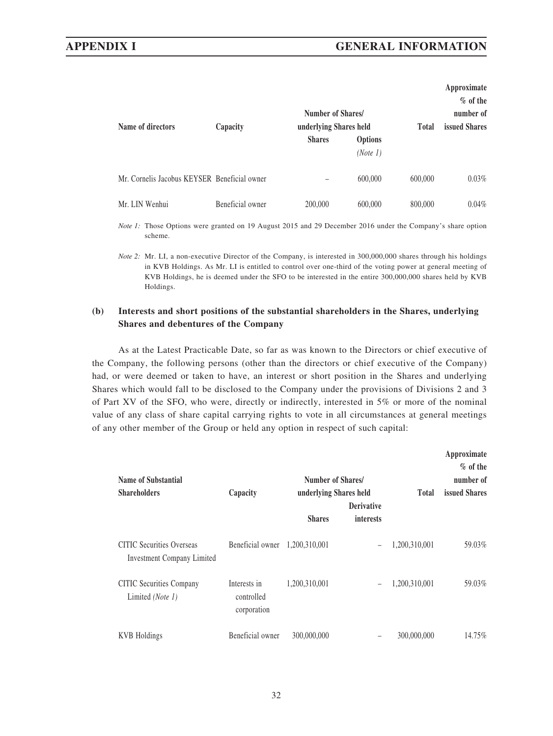| Name of directors | Capacity | Number of Shares/ underlying Shares held | | Total | Approximate % of the number of issued Shares |
|---|---|---|---|---|---|
| | | Shares | Options *(Note 1)* | | |
| Mr. Cornelis Jacobus KEYSER | Beneficial owner | – | 600,000 | 600,000 | 0.03% |
| Mr. LIN Wenhui | Beneficial owner | 200,000 | 600,000 | 800,000 | 0.04% |

*Note 1:* Those Options were granted on 19 August 2015 and 29 December 2016 under the Company's share option scheme.

*Note 2:* Mr. LI, a non-executive Director of the Company, is interested in 300,000,000 shares through his holdings in KVB Holdings. As Mr. LI is entitled to control over one-third of the voting power at general meeting of KVB Holdings, he is deemed under the SFO to be interested in the entire 300,000,000 shares held by KVB Holdings.

**(b) Interests and short positions of the substantial shareholders in the Shares, underlying Shares and debentures of the Company**

As at the Latest Practicable Date, so far as was known to the Directors or chief executive of the Company, the following persons (other than the directors or chief executive of the Company) had, or were deemed or taken to have, an interest or short position in the Shares and underlying Shares which would fall to be disclosed to the Company under the provisions of Divisions 2 and 3 of Part XV of the SFO, who were, directly or indirectly, interested in 5% or more of the nominal value of any class of share capital carrying rights to vote in all circumstances at general meetings of any other member of the Group or held any option in respect of such capital:

| Name of Substantial Shareholders | Capacity | Number of Shares/ underlying Shares held | | Total | Approximate % of the number of issued Shares |
|---|---|---|---|---|---|
| | | Shares | Derivative interests | | |
| CITIC Securities Overseas Investment Company Limited | Beneficial owner | 1,200,310,001 | – | 1,200,310,001 | 59.03% |
| CITIC Securities Company Limited *(Note 1)* | Interests in controlled corporation | 1,200,310,001 | – | 1,200,310,001 | 59.03% |
| KVB Holdings | Beneficial owner | 300,000,000 | – | 300,000,000 | 14.75% |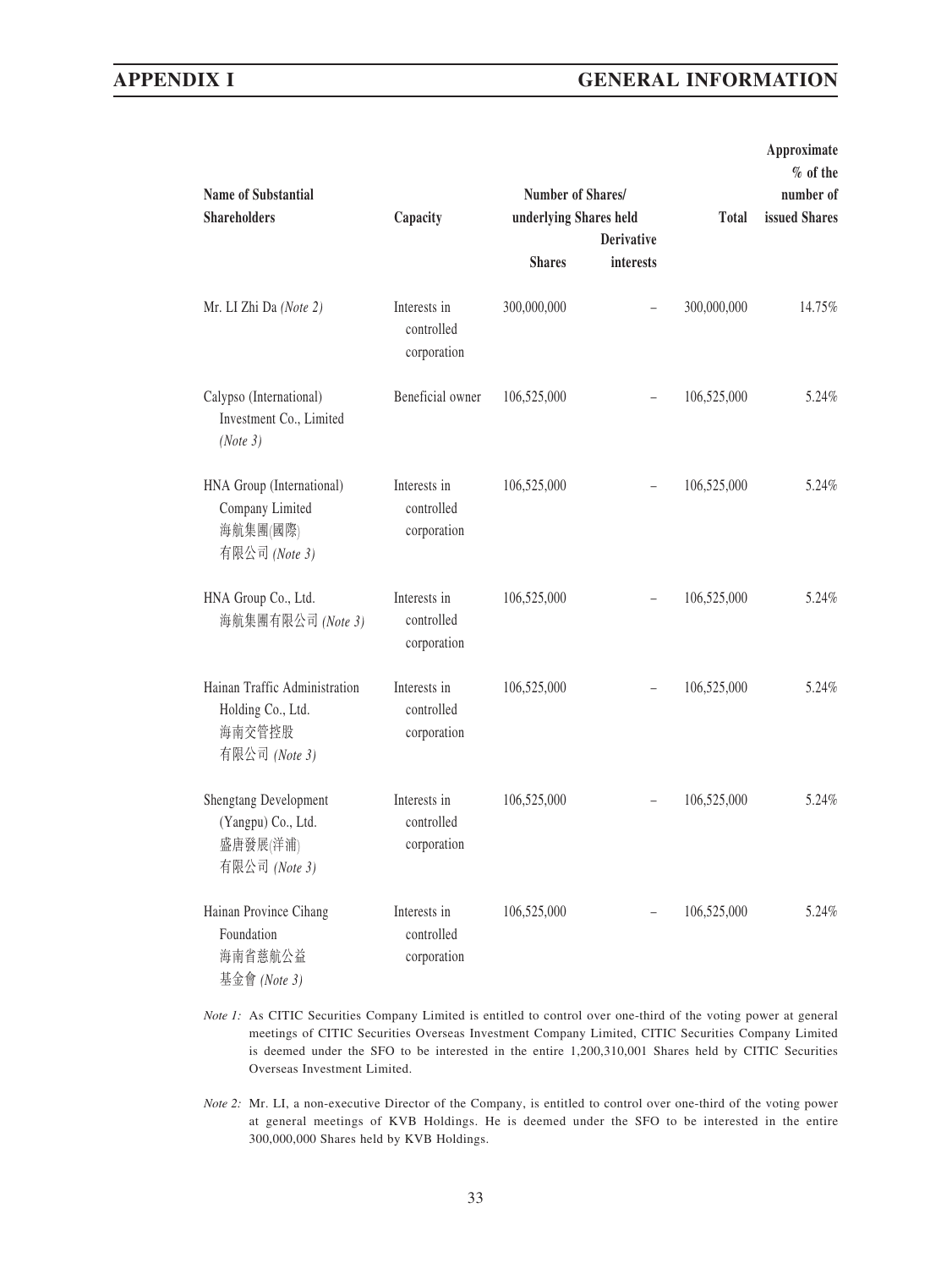| Name of Substantial Shareholders | Capacity | Number of Shares/ underlying Shares held | | Total | Approximate % of the number of issued Shares |
|---|---|---|---|---|---|
| | | Shares | Derivative interests | | |
| Mr. LI Zhi Da *(Note 2)* | Interests in controlled corporation | 300,000,000 | – | 300,000,000 | 14.75% |
| Calypso (International) Investment Co., Limited *(Note 3)* | Beneficial owner | 106,525,000 | – | 106,525,000 | 5.24% |
| HNA Group (International) Company Limited 海航集團(國際)有限公司 *(Note 3)* | Interests in controlled corporation | 106,525,000 | – | 106,525,000 | 5.24% |
| HNA Group Co., Ltd. 海航集團有限公司 *(Note 3)* | Interests in controlled corporation | 106,525,000 | – | 106,525,000 | 5.24% |
| Hainan Traffic Administration Holding Co., Ltd. 海南交管控股有限公司 *(Note 3)* | Interests in controlled corporation | 106,525,000 | – | 106,525,000 | 5.24% |
| Shengtang Development (Yangpu) Co., Ltd. 盛唐發展(洋浦)有限公司 *(Note 3)* | Interests in controlled corporation | 106,525,000 | – | 106,525,000 | 5.24% |
| Hainan Province Cihang Foundation 海南省慈航公益基金會 *(Note 3)* | Interests in controlled corporation | 106,525,000 | – | 106,525,000 | 5.24% |

*Note 1:* As CITIC Securities Company Limited is entitled to control over one-third of the voting power at general meetings of CITIC Securities Overseas Investment Company Limited, CITIC Securities Company Limited is deemed under the SFO to be interested in the entire 1,200,310,001 Shares held by CITIC Securities Overseas Investment Limited.

*Note 2:* Mr. LI, a non-executive Director of the Company, is entitled to control over one-third of the voting power at general meetings of KVB Holdings. He is deemed under the SFO to be interested in the entire 300,000,000 Shares held by KVB Holdings.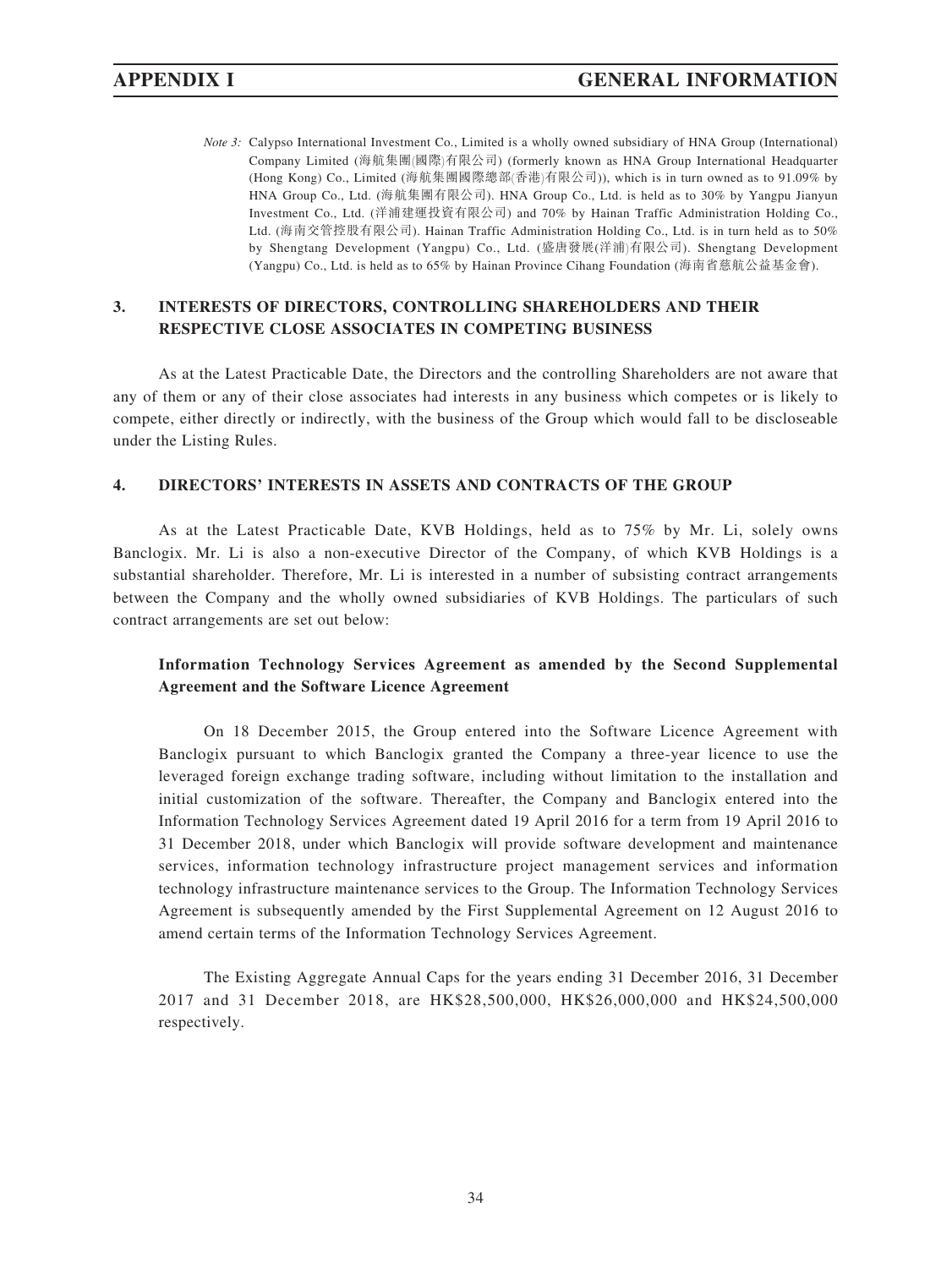*Note 3:* Calypso International Investment Co., Limited is a wholly owned subsidiary of HNA Group (International) Company Limited (海航集團(國際)有限公司) (formerly known as HNA Group International Headquarter (Hong Kong) Co., Limited (海航集團國際總部(香港)有限公司)), which is in turn owned as to 91.09% by HNA Group Co., Ltd. (海航集團有限公司). HNA Group Co., Ltd. is held as to 30% by Yangpu Jianyun Investment Co., Ltd. (洋浦建運投資有限公司) and 70% by Hainan Traffic Administration Holding Co., Ltd. (海南交管控股有限公司). Hainan Traffic Administration Holding Co., Ltd. is in turn held as to 50% by Shengtang Development (Yangpu) Co., Ltd. (盛唐發展(洋浦)有限公司). Shengtang Development (Yangpu) Co., Ltd. is held as to 65% by Hainan Province Cihang Foundation (海南省慈航公益基金會).

## 3. INTERESTS OF DIRECTORS, CONTROLLING SHAREHOLDERS AND THEIR RESPECTIVE CLOSE ASSOCIATES IN COMPETING BUSINESS

As at the Latest Practicable Date, the Directors and the controlling Shareholders are not aware that any of them or any of their close associates had interests in any business which competes or is likely to compete, either directly or indirectly, with the business of the Group which would fall to be discloseable under the Listing Rules.

## 4. DIRECTORS' INTERESTS IN ASSETS AND CONTRACTS OF THE GROUP

As at the Latest Practicable Date, KVB Holdings, held as to 75% by Mr. Li, solely owns Banclogix. Mr. Li is also a non-executive Director of the Company, of which KVB Holdings is a substantial shareholder. Therefore, Mr. Li is interested in a number of subsisting contract arrangements between the Company and the wholly owned subsidiaries of KVB Holdings. The particulars of such contract arrangements are set out below:

### Information Technology Services Agreement as amended by the Second Supplemental Agreement and the Software Licence Agreement

On 18 December 2015, the Group entered into the Software Licence Agreement with Banclogix pursuant to which Banclogix granted the Company a three-year licence to use the leveraged foreign exchange trading software, including without limitation to the installation and initial customization of the software. Thereafter, the Company and Banclogix entered into the Information Technology Services Agreement dated 19 April 2016 for a term from 19 April 2016 to 31 December 2018, under which Banclogix will provide software development and maintenance services, information technology infrastructure project management services and information technology infrastructure maintenance services to the Group. The Information Technology Services Agreement is subsequently amended by the First Supplemental Agreement on 12 August 2016 to amend certain terms of the Information Technology Services Agreement.

The Existing Aggregate Annual Caps for the years ending 31 December 2016, 31 December 2017 and 31 December 2018, are HK$28,500,000, HK$26,000,000 and HK$24,500,000 respectively.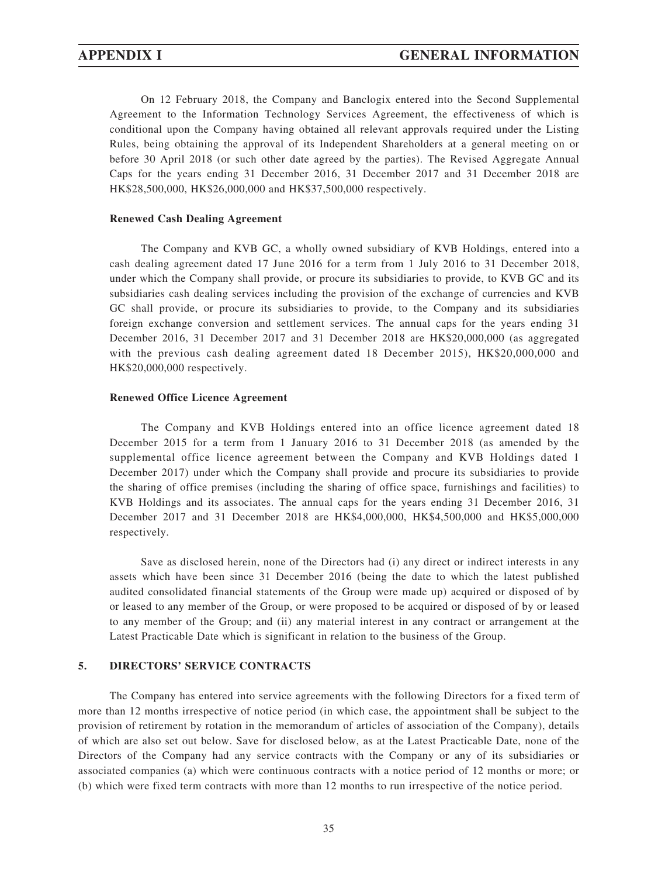On 12 February 2018, the Company and Banclogix entered into the Second Supplemental Agreement to the Information Technology Services Agreement, the effectiveness of which is conditional upon the Company having obtained all relevant approvals required under the Listing Rules, being obtaining the approval of its Independent Shareholders at a general meeting on or before 30 April 2018 (or such other date agreed by the parties). The Revised Aggregate Annual Caps for the years ending 31 December 2016, 31 December 2017 and 31 December 2018 are HK$28,500,000, HK$26,000,000 and HK$37,500,000 respectively.

**Renewed Cash Dealing Agreement**

The Company and KVB GC, a wholly owned subsidiary of KVB Holdings, entered into a cash dealing agreement dated 17 June 2016 for a term from 1 July 2016 to 31 December 2018, under which the Company shall provide, or procure its subsidiaries to provide, to KVB GC and its subsidiaries cash dealing services including the provision of the exchange of currencies and KVB GC shall provide, or procure its subsidiaries to provide, to the Company and its subsidiaries foreign exchange conversion and settlement services. The annual caps for the years ending 31 December 2016, 31 December 2017 and 31 December 2018 are HK$20,000,000 (as aggregated with the previous cash dealing agreement dated 18 December 2015), HK$20,000,000 and HK$20,000,000 respectively.

**Renewed Office Licence Agreement**

The Company and KVB Holdings entered into an office licence agreement dated 18 December 2015 for a term from 1 January 2016 to 31 December 2018 (as amended by the supplemental office licence agreement between the Company and KVB Holdings dated 1 December 2017) under which the Company shall provide and procure its subsidiaries to provide the sharing of office premises (including the sharing of office space, furnishings and facilities) to KVB Holdings and its associates. The annual caps for the years ending 31 December 2016, 31 December 2017 and 31 December 2018 are HK$4,000,000, HK$4,500,000 and HK$5,000,000 respectively.

Save as disclosed herein, none of the Directors had (i) any direct or indirect interests in any assets which have been since 31 December 2016 (being the date to which the latest published audited consolidated financial statements of the Group were made up) acquired or disposed of by or leased to any member of the Group, or were proposed to be acquired or disposed of by or leased to any member of the Group; and (ii) any material interest in any contract or arrangement at the Latest Practicable Date which is significant in relation to the business of the Group.

## 5. DIRECTORS' SERVICE CONTRACTS

The Company has entered into service agreements with the following Directors for a fixed term of more than 12 months irrespective of notice period (in which case, the appointment shall be subject to the provision of retirement by rotation in the memorandum of articles of association of the Company), details of which are also set out below. Save for disclosed below, as at the Latest Practicable Date, none of the Directors of the Company had any service contracts with the Company or any of its subsidiaries or associated companies (a) which were continuous contracts with a notice period of 12 months or more; or (b) which were fixed term contracts with more than 12 months to run irrespective of the notice period.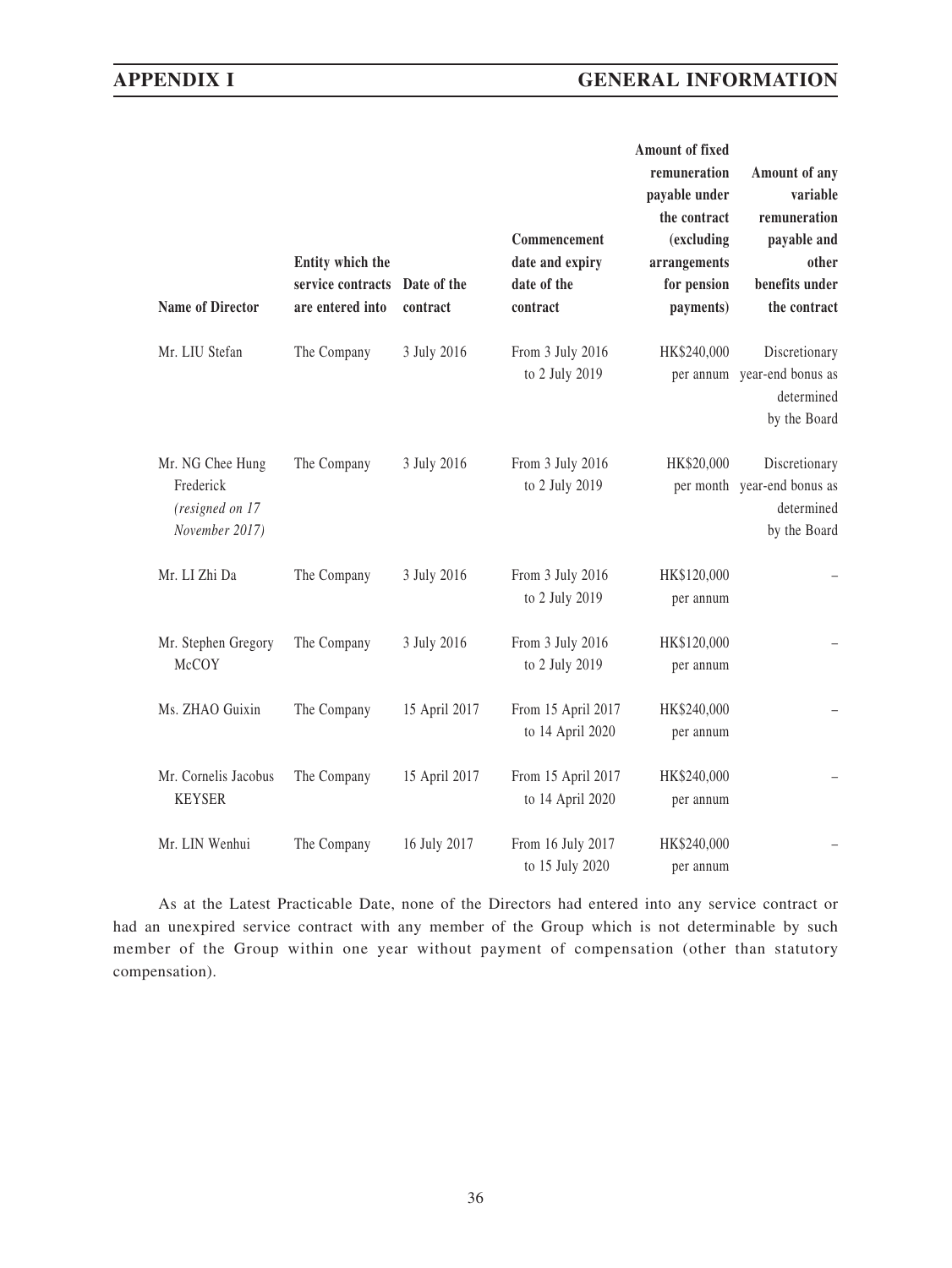| Name of Director | Entity which the service contracts are entered into | Date of the contract | Commencement date and expiry date of the contract | Amount of fixed remuneration payable under the contract (excluding arrangements for pension payments) | Amount of any variable remuneration payable and other benefits under the contract |
|---|---|---|---|---|---|
| Mr. LIU Stefan | The Company | 3 July 2016 | From 3 July 2016 to 2 July 2019 | HK$240,000 per annum | Discretionary year-end bonus as determined by the Board |
| Mr. NG Chee Hung Frederick *(resigned on 17 November 2017)* | The Company | 3 July 2016 | From 3 July 2016 to 2 July 2019 | HK$20,000 per month | Discretionary year-end bonus as determined by the Board |
| Mr. LI Zhi Da | The Company | 3 July 2016 | From 3 July 2016 to 2 July 2019 | HK$120,000 per annum | – |
| Mr. Stephen Gregory McCOY | The Company | 3 July 2016 | From 3 July 2016 to 2 July 2019 | HK$120,000 per annum | – |
| Ms. ZHAO Guixin | The Company | 15 April 2017 | From 15 April 2017 to 14 April 2020 | HK$240,000 per annum | – |
| Mr. Cornelis Jacobus KEYSER | The Company | 15 April 2017 | From 15 April 2017 to 14 April 2020 | HK$240,000 per annum | – |
| Mr. LIN Wenhui | The Company | 16 July 2017 | From 16 July 2017 to 15 July 2020 | HK$240,000 per annum | – |

As at the Latest Practicable Date, none of the Directors had entered into any service contract or had an unexpired service contract with any member of the Group which is not determinable by such member of the Group within one year without payment of compensation (other than statutory compensation).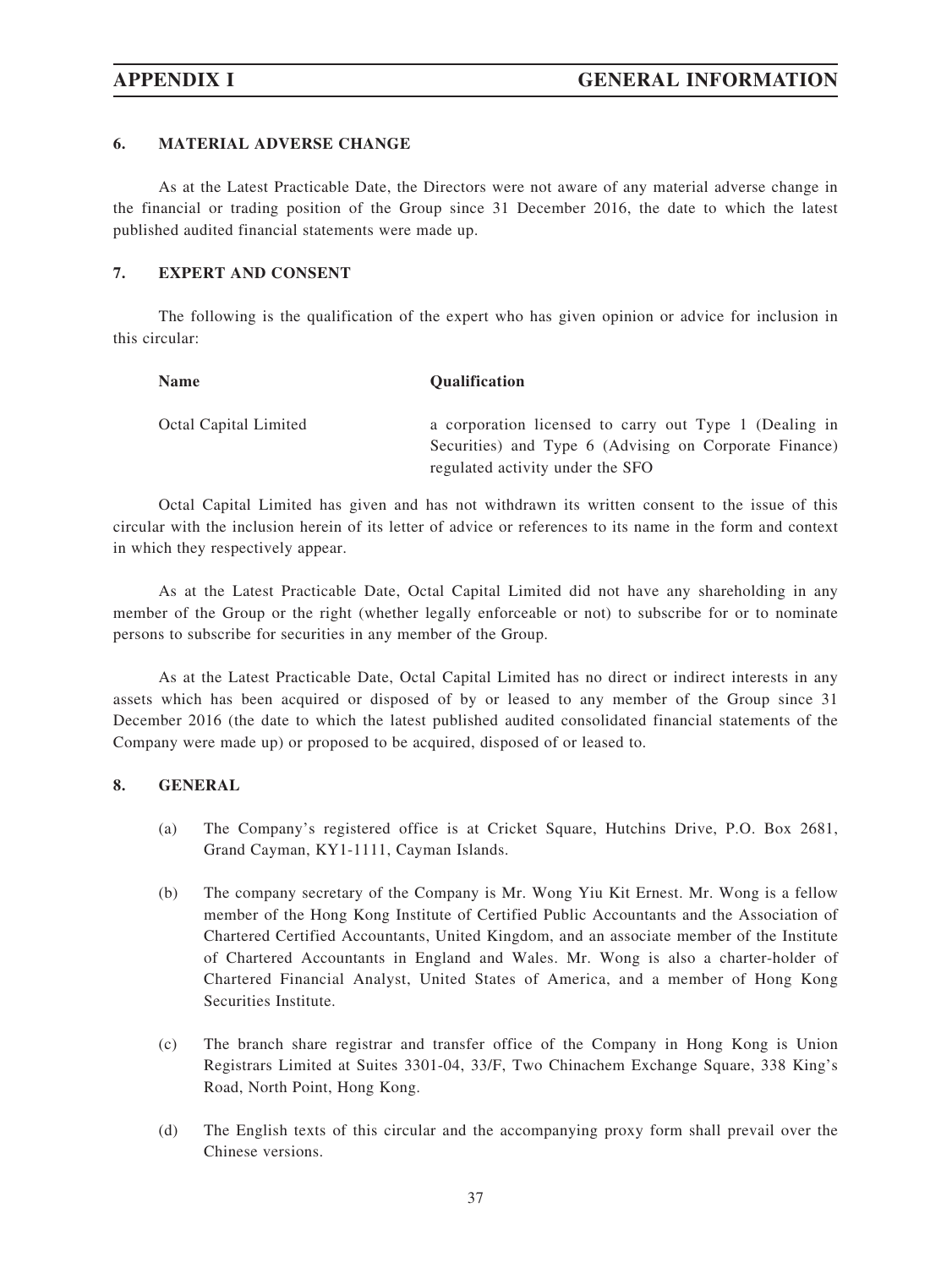## 6. MATERIAL ADVERSE CHANGE

As at the Latest Practicable Date, the Directors were not aware of any material adverse change in the financial or trading position of the Group since 31 December 2016, the date to which the latest published audited financial statements were made up.

## 7. EXPERT AND CONSENT

The following is the qualification of the expert who has given opinion or advice for inclusion in this circular:

| Name | Qualification |
|---|---|
| Octal Capital Limited | a corporation licensed to carry out Type 1 (Dealing in Securities) and Type 6 (Advising on Corporate Finance) regulated activity under the SFO |

Octal Capital Limited has given and has not withdrawn its written consent to the issue of this circular with the inclusion herein of its letter of advice or references to its name in the form and context in which they respectively appear.

As at the Latest Practicable Date, Octal Capital Limited did not have any shareholding in any member of the Group or the right (whether legally enforceable or not) to subscribe for or to nominate persons to subscribe for securities in any member of the Group.

As at the Latest Practicable Date, Octal Capital Limited has no direct or indirect interests in any assets which has been acquired or disposed of by or leased to any member of the Group since 31 December 2016 (the date to which the latest published audited consolidated financial statements of the Company were made up) or proposed to be acquired, disposed of or leased to.

## 8. GENERAL

(a) The Company's registered office is at Cricket Square, Hutchins Drive, P.O. Box 2681, Grand Cayman, KY1-1111, Cayman Islands.

(b) The company secretary of the Company is Mr. Wong Yiu Kit Ernest. Mr. Wong is a fellow member of the Hong Kong Institute of Certified Public Accountants and the Association of Chartered Certified Accountants, United Kingdom, and an associate member of the Institute of Chartered Accountants in England and Wales. Mr. Wong is also a charter-holder of Chartered Financial Analyst, United States of America, and a member of Hong Kong Securities Institute.

(c) The branch share registrar and transfer office of the Company in Hong Kong is Union Registrars Limited at Suites 3301-04, 33/F, Two Chinachem Exchange Square, 338 King's Road, North Point, Hong Kong.

(d) The English texts of this circular and the accompanying proxy form shall prevail over the Chinese versions.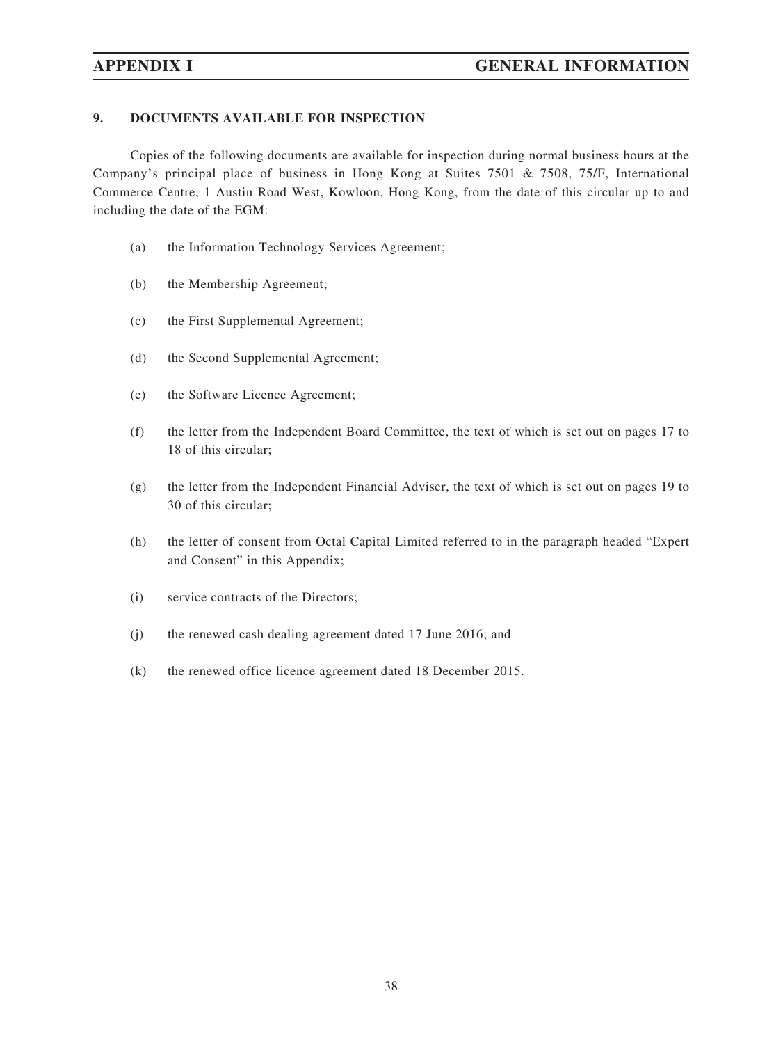## 9. DOCUMENTS AVAILABLE FOR INSPECTION

Copies of the following documents are available for inspection during normal business hours at the Company's principal place of business in Hong Kong at Suites 7501 & 7508, 75/F, International Commerce Centre, 1 Austin Road West, Kowloon, Hong Kong, from the date of this circular up to and including the date of the EGM:

(a) the Information Technology Services Agreement;

(b) the Membership Agreement;

(c) the First Supplemental Agreement;

(d) the Second Supplemental Agreement;

(e) the Software Licence Agreement;

(f) the letter from the Independent Board Committee, the text of which is set out on pages 17 to 18 of this circular;

(g) the letter from the Independent Financial Adviser, the text of which is set out on pages 19 to 30 of this circular;

(h) the letter of consent from Octal Capital Limited referred to in the paragraph headed "Expert and Consent" in this Appendix;

(i) service contracts of the Directors;

(j) the renewed cash dealing agreement dated 17 June 2016; and

(k) the renewed office licence agreement dated 18 December 2015.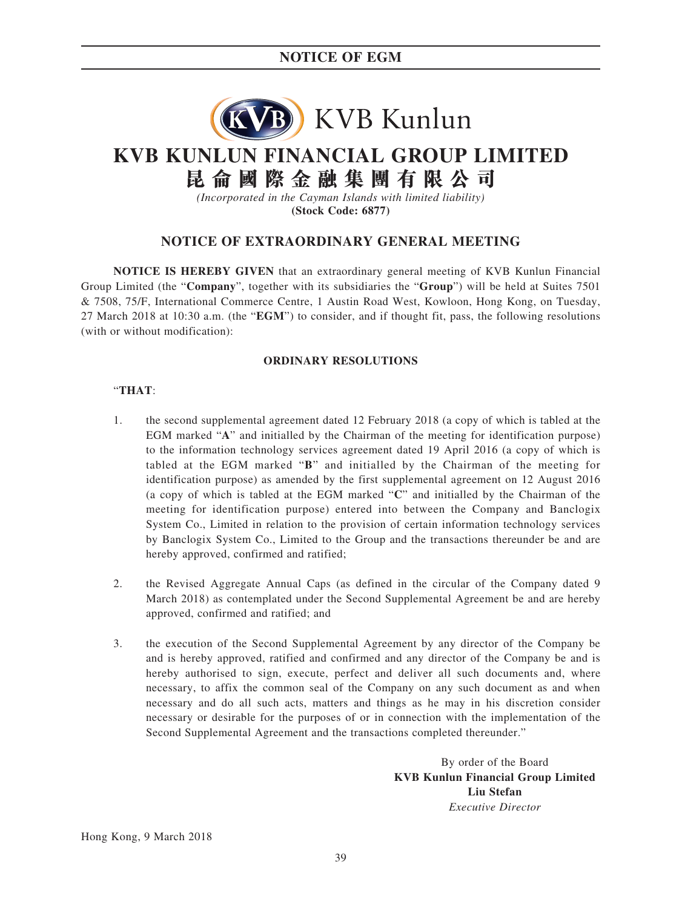# NOTICE OF EGM

# KVB KUNLUN FINANCIAL GROUP LIMITED
# 昆侖國際金融集團有限公司

*(Incorporated in the Cayman Islands with limited liability)*
**(Stock Code: 6877)**

## NOTICE OF EXTRAORDINARY GENERAL MEETING

**NOTICE IS HEREBY GIVEN** that an extraordinary general meeting of KVB Kunlun Financial Group Limited (the "**Company**", together with its subsidiaries the "**Group**") will be held at Suites 7501 & 7508, 75/F, International Commerce Centre, 1 Austin Road West, Kowloon, Hong Kong, on Tuesday, 27 March 2018 at 10:30 a.m. (the "**EGM**") to consider, and if thought fit, pass, the following resolutions (with or without modification):

### ORDINARY RESOLUTIONS

"**THAT**:

1. the second supplemental agreement dated 12 February 2018 (a copy of which is tabled at the EGM marked "**A**" and initialled by the Chairman of the meeting for identification purpose) to the information technology services agreement dated 19 April 2016 (a copy of which is tabled at the EGM marked "**B**" and initialled by the Chairman of the meeting for identification purpose) as amended by the first supplemental agreement on 12 August 2016 (a copy of which is tabled at the EGM marked "**C**" and initialled by the Chairman of the meeting for identification purpose) entered into between the Company and Banclogix System Co., Limited in relation to the provision of certain information technology services by Banclogix System Co., Limited to the Group and the transactions thereunder be and are hereby approved, confirmed and ratified;

2. the Revised Aggregate Annual Caps (as defined in the circular of the Company dated 9 March 2018) as contemplated under the Second Supplemental Agreement be and are hereby approved, confirmed and ratified; and

3. the execution of the Second Supplemental Agreement by any director of the Company be and is hereby approved, ratified and confirmed and any director of the Company be and is hereby authorised to sign, execute, perfect and deliver all such documents and, where necessary, to affix the common seal of the Company on any such document as and when necessary and do all such acts, matters and things as he may in his discretion consider necessary or desirable for the purposes of or in connection with the implementation of the Second Supplemental Agreement and the transactions completed thereunder."

By order of the Board
**KVB Kunlun Financial Group Limited**
**Liu Stefan**
*Executive Director*

Hong Kong, 9 March 2018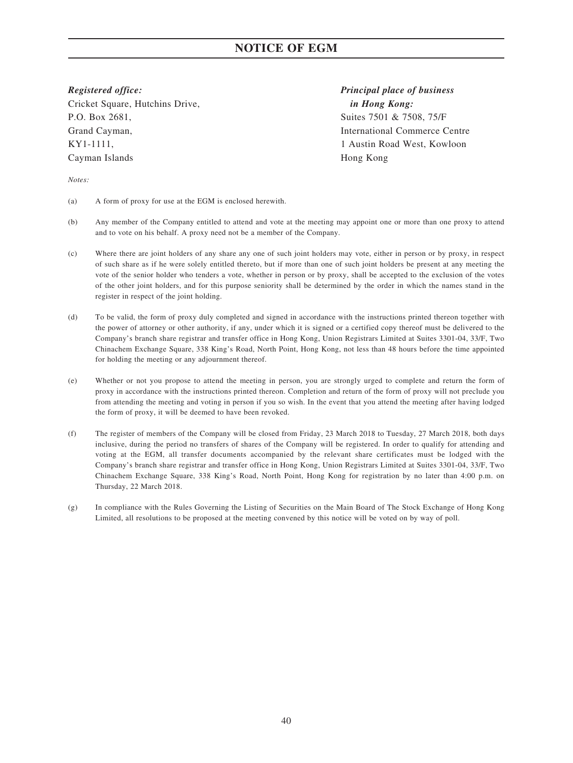# NOTICE OF EGM

***Registered office:***
Cricket Square, Hutchins Drive,
P.O. Box 2681,
Grand Cayman,
KY1-1111,
Cayman Islands

***Principal place of business in Hong Kong:***
Suites 7501 & 7508, 75/F
International Commerce Centre
1 Austin Road West, Kowloon
Hong Kong

*Notes:*

(a) A form of proxy for use at the EGM is enclosed herewith.

(b) Any member of the Company entitled to attend and vote at the meeting may appoint one or more than one proxy to attend and to vote on his behalf. A proxy need not be a member of the Company.

(c) Where there are joint holders of any share any one of such joint holders may vote, either in person or by proxy, in respect of such share as if he were solely entitled thereto, but if more than one of such joint holders be present at any meeting the vote of the senior holder who tenders a vote, whether in person or by proxy, shall be accepted to the exclusion of the votes of the other joint holders, and for this purpose seniority shall be determined by the order in which the names stand in the register in respect of the joint holding.

(d) To be valid, the form of proxy duly completed and signed in accordance with the instructions printed thereon together with the power of attorney or other authority, if any, under which it is signed or a certified copy thereof must be delivered to the Company's branch share registrar and transfer office in Hong Kong, Union Registrars Limited at Suites 3301-04, 33/F, Two Chinachem Exchange Square, 338 King's Road, North Point, Hong Kong, not less than 48 hours before the time appointed for holding the meeting or any adjournment thereof.

(e) Whether or not you propose to attend the meeting in person, you are strongly urged to complete and return the form of proxy in accordance with the instructions printed thereon. Completion and return of the form of proxy will not preclude you from attending the meeting and voting in person if you so wish. In the event that you attend the meeting after having lodged the form of proxy, it will be deemed to have been revoked.

(f) The register of members of the Company will be closed from Friday, 23 March 2018 to Tuesday, 27 March 2018, both days inclusive, during the period no transfers of shares of the Company will be registered. In order to qualify for attending and voting at the EGM, all transfer documents accompanied by the relevant share certificates must be lodged with the Company's branch share registrar and transfer office in Hong Kong, Union Registrars Limited at Suites 3301-04, 33/F, Two Chinachem Exchange Square, 338 King's Road, North Point, Hong Kong for registration by no later than 4:00 p.m. on Thursday, 22 March 2018.

(g) In compliance with the Rules Governing the Listing of Securities on the Main Board of The Stock Exchange of Hong Kong Limited, all resolutions to be proposed at the meeting convened by this notice will be voted on by way of poll.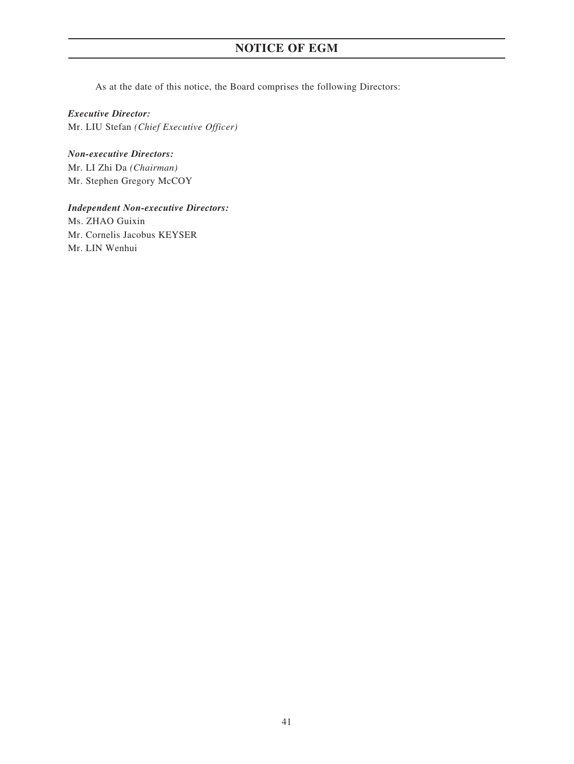As at the date of this notice, the Board comprises the following Directors:

***Executive Director:***
Mr. LIU Stefan *(Chief Executive Officer)*

***Non-executive Directors:***
Mr. LI Zhi Da *(Chairman)*
Mr. Stephen Gregory McCOY

***Independent Non-executive Directors:***
Ms. ZHAO Guixin
Mr. Cornelis Jacobus KEYSER
Mr. LIN Wenhui